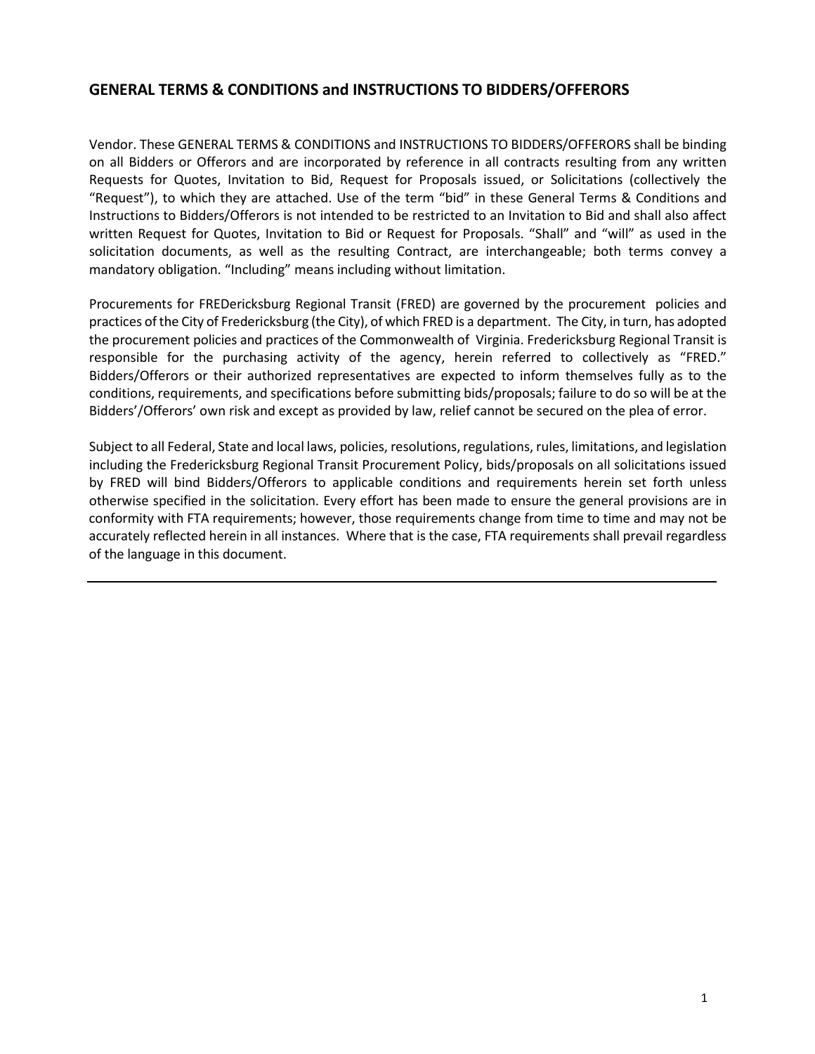## GENERAL TERMS & CONDITIONS and INSTRUCTIONS TO BIDDERS/OFFERORS

Vendor. These GENERAL TERMS & CONDITIONS and INSTRUCTIONS TO BIDDERS/OFFERORS shall be binding on all Bidders or Offerors and are incorporated by reference in all contracts resulting from any written Requests for Quotes, Invitation to Bid, Request for Proposals issued, or Solicitations (collectively the "Request"), to which they are attached. Use of the term "bid" in these General Terms & Conditions and Instructions to Bidders/Offerors is not intended to be restricted to an Invitation to Bid and shall also affect written Request for Quotes, Invitation to Bid or Request for Proposals. "Shall" and "will" as used in the solicitation documents, as well as the resulting Contract, are interchangeable; both terms convey a mandatory obligation. "Including" means including without limitation.

Procurements for FREDericksburg Regional Transit (FRED) are governed by the procurement policies and practices of the City of Fredericksburg (the City), of which FRED is a department. The City, in turn, has adopted the procurement policies and practices of the Commonwealth of Virginia. Fredericksburg Regional Transit is responsible for the purchasing activity of the agency, herein referred to collectively as "FRED." Bidders/Offerors or their authorized representatives are expected to inform themselves fully as to the conditions, requirements, and specifications before submitting bids/proposals; failure to do so will be at the Bidders'/Offerors' own risk and except as provided by law, relief cannot be secured on the plea of error.

Subject to all Federal, State and local laws, policies, resolutions, regulations, rules, limitations, and legislation including the Fredericksburg Regional Transit Procurement Policy, bids/proposals on all solicitations issued by FRED will bind Bidders/Offerors to applicable conditions and requirements herein set forth unless otherwise specified in the solicitation. Every effort has been made to ensure the general provisions are in conformity with FTA requirements; however, those requirements change from time to time and may not be accurately reflected herein in all instances. Where that is the case, FTA requirements shall prevail regardless of the language in this document.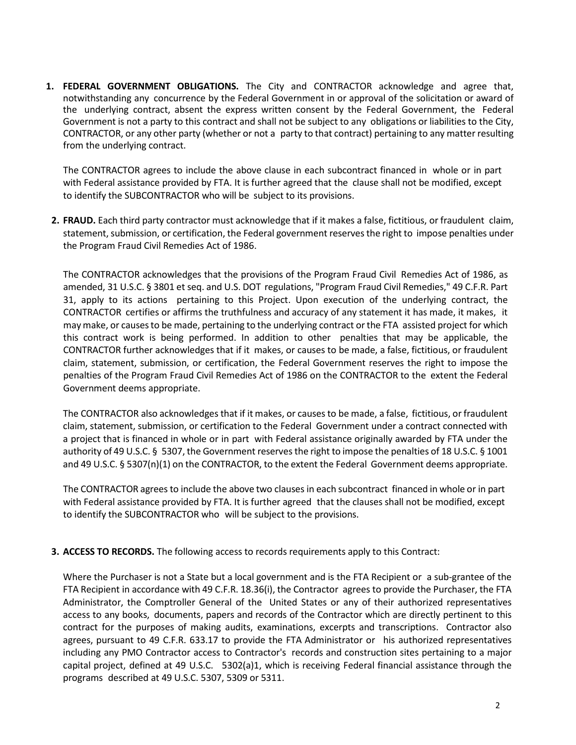1. **FEDERAL GOVERNMENT OBLIGATIONS.** The City and CONTRACTOR acknowledge and agree that, notwithstanding any concurrence by the Federal Government in or approval of the solicitation or award of the underlying contract, absent the express written consent by the Federal Government, the Federal Government is not a party to this contract and shall not be subject to any obligations or liabilities to the City, CONTRACTOR, or any other party (whether or not a party to that contract) pertaining to any matter resulting from the underlying contract.

   The CONTRACTOR agrees to include the above clause in each subcontract financed in whole or in part with Federal assistance provided by FTA. It is further agreed that the clause shall not be modified, except to identify the SUBCONTRACTOR who will be subject to its provisions.

2. **FRAUD.** Each third party contractor must acknowledge that if it makes a false, fictitious, or fraudulent claim, statement, submission, or certification, the Federal government reserves the right to impose penalties under the Program Fraud Civil Remedies Act of 1986.

   The CONTRACTOR acknowledges that the provisions of the Program Fraud Civil Remedies Act of 1986, as amended, 31 U.S.C. § 3801 et seq. and U.S. DOT regulations, "Program Fraud Civil Remedies," 49 C.F.R. Part 31, apply to its actions pertaining to this Project. Upon execution of the underlying contract, the CONTRACTOR certifies or affirms the truthfulness and accuracy of any statement it has made, it makes, it may make, or causes to be made, pertaining to the underlying contract or the FTA assisted project for which this contract work is being performed. In addition to other penalties that may be applicable, the CONTRACTOR further acknowledges that if it makes, or causes to be made, a false, fictitious, or fraudulent claim, statement, submission, or certification, the Federal Government reserves the right to impose the penalties of the Program Fraud Civil Remedies Act of 1986 on the CONTRACTOR to the extent the Federal Government deems appropriate.

   The CONTRACTOR also acknowledges that if it makes, or causes to be made, a false, fictitious, or fraudulent claim, statement, submission, or certification to the Federal Government under a contract connected with a project that is financed in whole or in part with Federal assistance originally awarded by FTA under the authority of 49 U.S.C. § 5307, the Government reserves the right to impose the penalties of 18 U.S.C. § 1001 and 49 U.S.C. § 5307(n)(1) on the CONTRACTOR, to the extent the Federal Government deems appropriate.

   The CONTRACTOR agrees to include the above two clauses in each subcontract financed in whole or in part with Federal assistance provided by FTA. It is further agreed that the clauses shall not be modified, except to identify the SUBCONTRACTOR who will be subject to the provisions.

3. **ACCESS TO RECORDS.** The following access to records requirements apply to this Contract:

   Where the Purchaser is not a State but a local government and is the FTA Recipient or a sub-grantee of the FTA Recipient in accordance with 49 C.F.R. 18.36(i), the Contractor agrees to provide the Purchaser, the FTA Administrator, the Comptroller General of the United States or any of their authorized representatives access to any books, documents, papers and records of the Contractor which are directly pertinent to this contract for the purposes of making audits, examinations, excerpts and transcriptions. Contractor also agrees, pursuant to 49 C.F.R. 633.17 to provide the FTA Administrator or his authorized representatives including any PMO Contractor access to Contractor's records and construction sites pertaining to a major capital project, defined at 49 U.S.C. 5302(a)1, which is receiving Federal financial assistance through the programs described at 49 U.S.C. 5307, 5309 or 5311.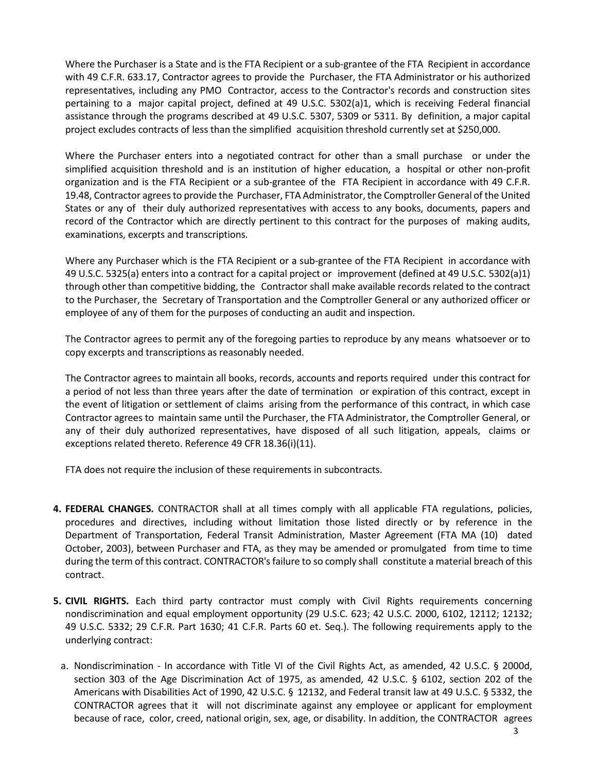Where the Purchaser is a State and is the FTA Recipient or a sub-grantee of the FTA Recipient in accordance with 49 C.F.R. 633.17, Contractor agrees to provide the Purchaser, the FTA Administrator or his authorized representatives, including any PMO Contractor, access to the Contractor's records and construction sites pertaining to a major capital project, defined at 49 U.S.C. 5302(a)1, which is receiving Federal financial assistance through the programs described at 49 U.S.C. 5307, 5309 or 5311. By definition, a major capital project excludes contracts of less than the simplified acquisition threshold currently set at $250,000.

Where the Purchaser enters into a negotiated contract for other than a small purchase or under the simplified acquisition threshold and is an institution of higher education, a hospital or other non-profit organization and is the FTA Recipient or a sub-grantee of the FTA Recipient in accordance with 49 C.F.R. 19.48, Contractor agrees to provide the Purchaser, FTA Administrator, the Comptroller General of the United States or any of their duly authorized representatives with access to any books, documents, papers and record of the Contractor which are directly pertinent to this contract for the purposes of making audits, examinations, excerpts and transcriptions.

Where any Purchaser which is the FTA Recipient or a sub-grantee of the FTA Recipient in accordance with 49 U.S.C. 5325(a) enters into a contract for a capital project or improvement (defined at 49 U.S.C. 5302(a)1) through other than competitive bidding, the Contractor shall make available records related to the contract to the Purchaser, the Secretary of Transportation and the Comptroller General or any authorized officer or employee of any of them for the purposes of conducting an audit and inspection.

The Contractor agrees to permit any of the foregoing parties to reproduce by any means whatsoever or to copy excerpts and transcriptions as reasonably needed.

The Contractor agrees to maintain all books, records, accounts and reports required under this contract for a period of not less than three years after the date of termination or expiration of this contract, except in the event of litigation or settlement of claims arising from the performance of this contract, in which case Contractor agrees to maintain same until the Purchaser, the FTA Administrator, the Comptroller General, or any of their duly authorized representatives, have disposed of all such litigation, appeals, claims or exceptions related thereto. Reference 49 CFR 18.36(i)(11).

FTA does not require the inclusion of these requirements in subcontracts.

4. **FEDERAL CHANGES.** CONTRACTOR shall at all times comply with all applicable FTA regulations, policies, procedures and directives, including without limitation those listed directly or by reference in the Department of Transportation, Federal Transit Administration, Master Agreement (FTA MA (10) dated October, 2003), between Purchaser and FTA, as they may be amended or promulgated from time to time during the term of this contract. CONTRACTOR's failure to so comply shall constitute a material breach of this contract.

5. **CIVIL RIGHTS.** Each third party contractor must comply with Civil Rights requirements concerning nondiscrimination and equal employment opportunity (29 U.S.C. 623; 42 U.S.C. 2000, 6102, 12112; 12132; 49 U.S.C. 5332; 29 C.F.R. Part 1630; 41 C.F.R. Parts 60 et. Seq.). The following requirements apply to the underlying contract:

   a. Nondiscrimination - In accordance with Title VI of the Civil Rights Act, as amended, 42 U.S.C. § 2000d, section 303 of the Age Discrimination Act of 1975, as amended, 42 U.S.C. § 6102, section 202 of the Americans with Disabilities Act of 1990, 42 U.S.C. § 12132, and Federal transit law at 49 U.S.C. § 5332, the CONTRACTOR agrees that it will not discriminate against any employee or applicant for employment because of race, color, creed, national origin, sex, age, or disability. In addition, the CONTRACTOR agrees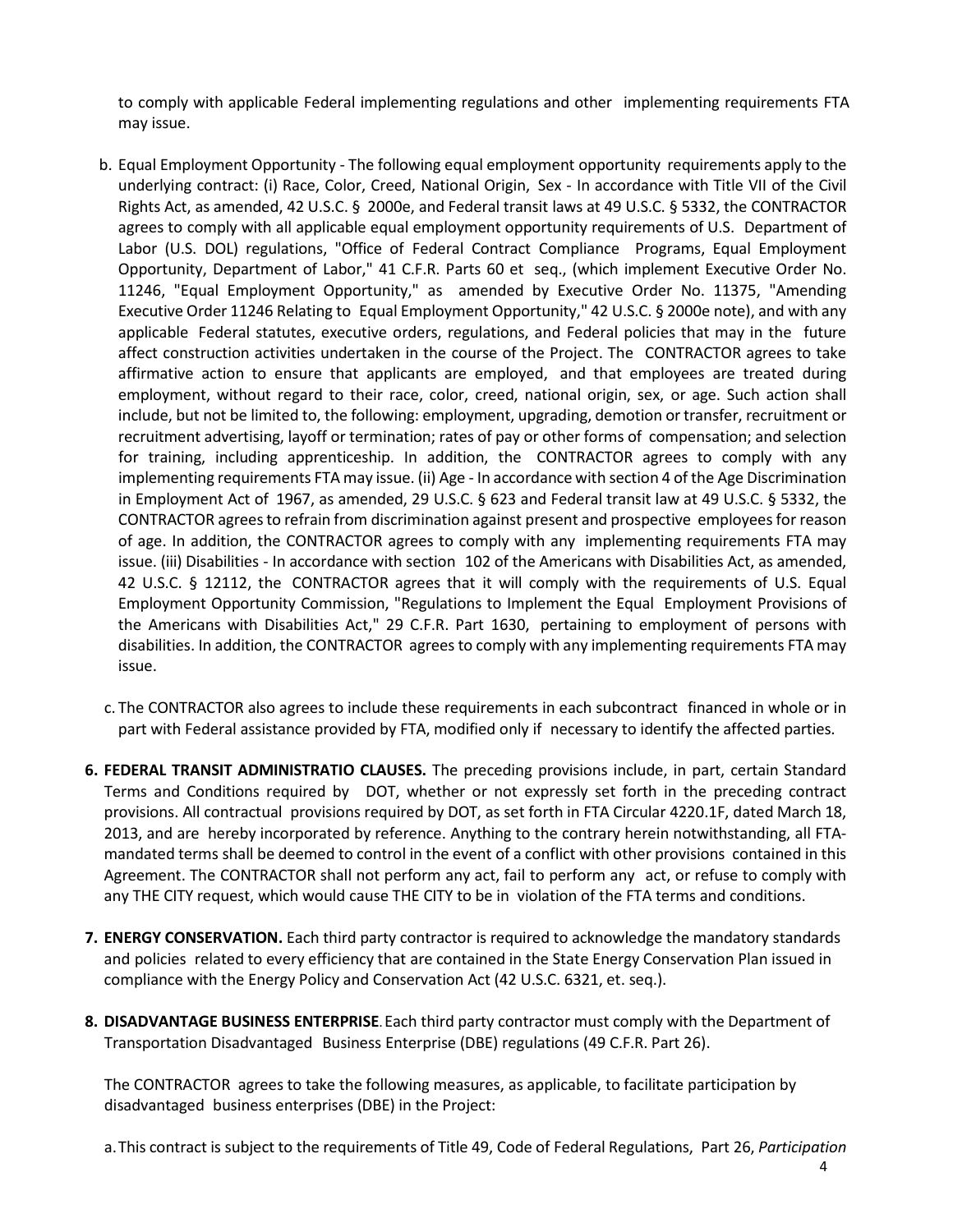to comply with applicable Federal implementing regulations and other implementing requirements FTA may issue.

b. Equal Employment Opportunity - The following equal employment opportunity requirements apply to the underlying contract: (i) Race, Color, Creed, National Origin, Sex - In accordance with Title VII of the Civil Rights Act, as amended, 42 U.S.C. § 2000e, and Federal transit laws at 49 U.S.C. § 5332, the CONTRACTOR agrees to comply with all applicable equal employment opportunity requirements of U.S. Department of Labor (U.S. DOL) regulations, "Office of Federal Contract Compliance Programs, Equal Employment Opportunity, Department of Labor," 41 C.F.R. Parts 60 et seq., (which implement Executive Order No. 11246, "Equal Employment Opportunity," as amended by Executive Order No. 11375, "Amending Executive Order 11246 Relating to Equal Employment Opportunity," 42 U.S.C. § 2000e note), and with any applicable Federal statutes, executive orders, regulations, and Federal policies that may in the future affect construction activities undertaken in the course of the Project. The CONTRACTOR agrees to take affirmative action to ensure that applicants are employed, and that employees are treated during employment, without regard to their race, color, creed, national origin, sex, or age. Such action shall include, but not be limited to, the following: employment, upgrading, demotion or transfer, recruitment or recruitment advertising, layoff or termination; rates of pay or other forms of compensation; and selection for training, including apprenticeship. In addition, the CONTRACTOR agrees to comply with any implementing requirements FTA may issue. (ii) Age - In accordance with section 4 of the Age Discrimination in Employment Act of 1967, as amended, 29 U.S.C. § 623 and Federal transit law at 49 U.S.C. § 5332, the CONTRACTOR agrees to refrain from discrimination against present and prospective employees for reason of age. In addition, the CONTRACTOR agrees to comply with any implementing requirements FTA may issue. (iii) Disabilities - In accordance with section 102 of the Americans with Disabilities Act, as amended, 42 U.S.C. § 12112, the CONTRACTOR agrees that it will comply with the requirements of U.S. Equal Employment Opportunity Commission, "Regulations to Implement the Equal Employment Provisions of the Americans with Disabilities Act," 29 C.F.R. Part 1630, pertaining to employment of persons with disabilities. In addition, the CONTRACTOR agrees to comply with any implementing requirements FTA may issue.

c. The CONTRACTOR also agrees to include these requirements in each subcontract financed in whole or in part with Federal assistance provided by FTA, modified only if necessary to identify the affected parties.

**6. FEDERAL TRANSIT ADMINISTRATIO CLAUSES.** The preceding provisions include, in part, certain Standard Terms and Conditions required by DOT, whether or not expressly set forth in the preceding contract provisions. All contractual provisions required by DOT, as set forth in FTA Circular 4220.1F, dated March 18, 2013, and are hereby incorporated by reference. Anything to the contrary herein notwithstanding, all FTA-mandated terms shall be deemed to control in the event of a conflict with other provisions contained in this Agreement. The CONTRACTOR shall not perform any act, fail to perform any act, or refuse to comply with any THE CITY request, which would cause THE CITY to be in violation of the FTA terms and conditions.

**7. ENERGY CONSERVATION.** Each third party contractor is required to acknowledge the mandatory standards and policies related to every efficiency that are contained in the State Energy Conservation Plan issued in compliance with the Energy Policy and Conservation Act (42 U.S.C. 6321, et. seq.).

**8. DISADVANTAGE BUSINESS ENTERPRISE**. Each third party contractor must comply with the Department of Transportation Disadvantaged Business Enterprise (DBE) regulations (49 C.F.R. Part 26).

The CONTRACTOR agrees to take the following measures, as applicable, to facilitate participation by disadvantaged business enterprises (DBE) in the Project:

a. This contract is subject to the requirements of Title 49, Code of Federal Regulations, Part 26, *Participation*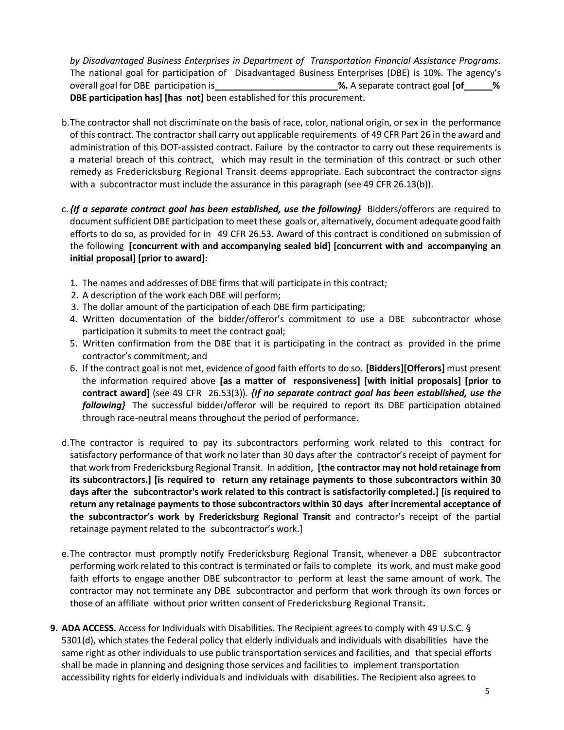*by Disadvantaged Business Enterprises in Department of Transportation Financial Assistance Programs.* The national goal for participation of Disadvantaged Business Enterprises (DBE) is 10%. The agency's overall goal for DBE participation is________________________**%.** A separate contract goal **[of_____% DBE participation has] [has not]** been established for this procurement.

b. The contractor shall not discriminate on the basis of race, color, national origin, or sex in the performance of this contract. The contractor shall carry out applicable requirements of 49 CFR Part 26 in the award and administration of this DOT-assisted contract. Failure by the contractor to carry out these requirements is a material breach of this contract, which may result in the termination of this contract or such other remedy as Fredericksburg Regional Transit deems appropriate. Each subcontract the contractor signs with a subcontractor must include the assurance in this paragraph (see 49 CFR 26.13(b)).

c. ***{If a separate contract goal has been established, use the following}*** Bidders/offerors are required to document sufficient DBE participation to meet these goals or, alternatively, document adequate good faith efforts to do so, as provided for in 49 CFR 26.53. Award of this contract is conditioned on submission of the following **[concurrent with and accompanying sealed bid] [concurrent with and accompanying an initial proposal] [prior to award]**:

1. The names and addresses of DBE firms that will participate in this contract;
2. A description of the work each DBE will perform;
3. The dollar amount of the participation of each DBE firm participating;
4. Written documentation of the bidder/offeror's commitment to use a DBE subcontractor whose participation it submits to meet the contract goal;
5. Written confirmation from the DBE that it is participating in the contract as provided in the prime contractor's commitment; and
6. If the contract goal is not met, evidence of good faith efforts to do so. **[Bidders][Offerors]** must present the information required above **[as a matter of responsiveness] [with initial proposals] [prior to contract award]** (see 49 CFR 26.53(3)). ***{If no separate contract goal has been established, use the following}*** The successful bidder/offeror will be required to report its DBE participation obtained through race-neutral means throughout the period of performance.

d. The contractor is required to pay its subcontractors performing work related to this contract for satisfactory performance of that work no later than 30 days after the contractor's receipt of payment for that work from Fredericksburg Regional Transit. In addition, **[the contractor may not hold retainage from its subcontractors.] [is required to return any retainage payments to those subcontractors within 30 days after the subcontractor's work related to this contract is satisfactorily completed.] [is required to return any retainage payments to those subcontractors within 30 days after incremental acceptance of the subcontractor's work by Fredericksburg Regional Transit** and contractor's receipt of the partial retainage payment related to the subcontractor's work.]

e. The contractor must promptly notify Fredericksburg Regional Transit, whenever a DBE subcontractor performing work related to this contract is terminated or fails to complete its work, and must make good faith efforts to engage another DBE subcontractor to perform at least the same amount of work. The contractor may not terminate any DBE subcontractor and perform that work through its own forces or those of an affiliate without prior written consent of Fredericksburg Regional Transit**.**

**9. ADA ACCESS.** Access for Individuals with Disabilities. The Recipient agrees to comply with 49 U.S.C. § 5301(d), which states the Federal policy that elderly individuals and individuals with disabilities have the same right as other individuals to use public transportation services and facilities, and that special efforts shall be made in planning and designing those services and facilities to implement transportation accessibility rights for elderly individuals and individuals with disabilities. The Recipient also agrees to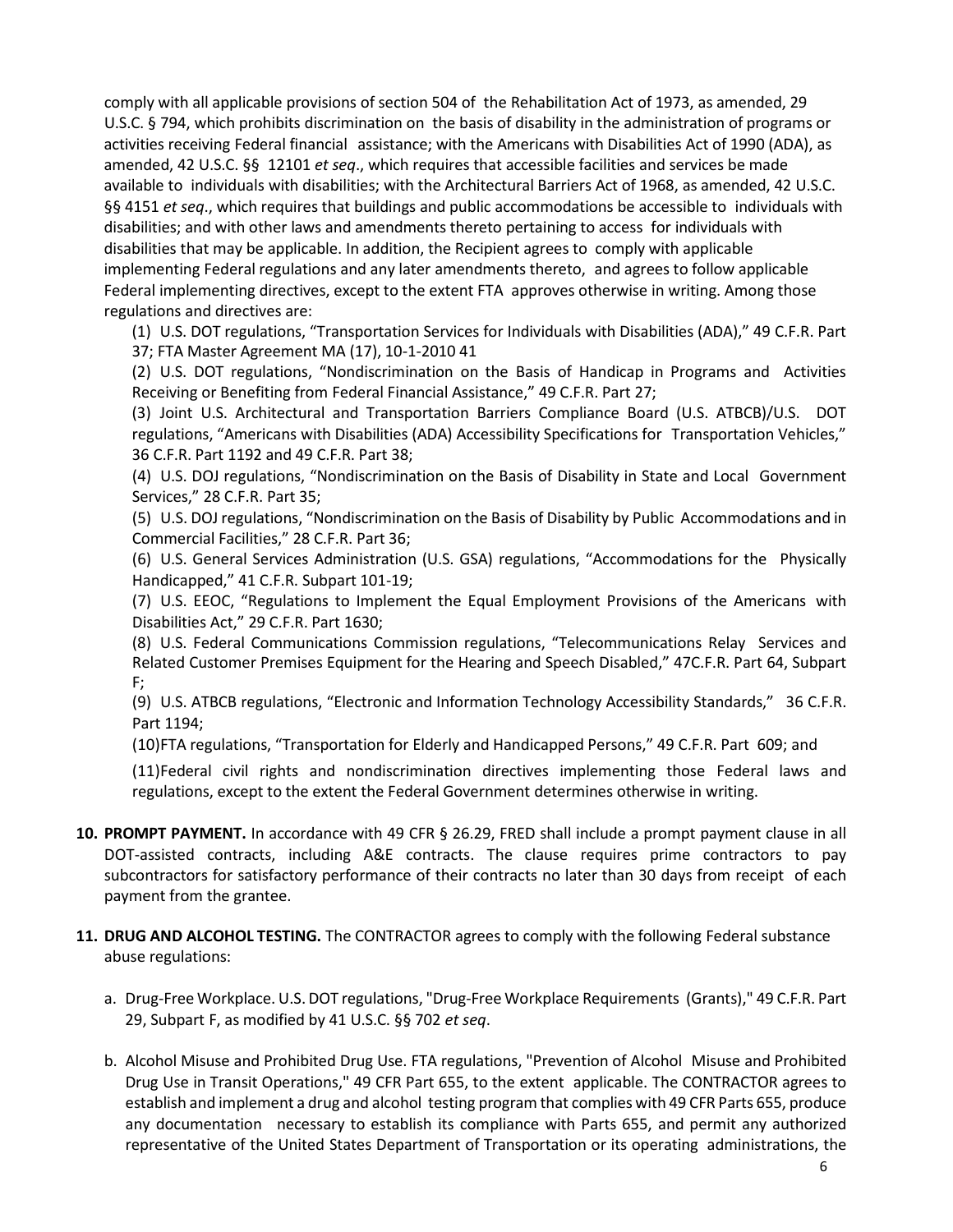comply with all applicable provisions of section 504 of the Rehabilitation Act of 1973, as amended, 29 U.S.C. § 794, which prohibits discrimination on the basis of disability in the administration of programs or activities receiving Federal financial assistance; with the Americans with Disabilities Act of 1990 (ADA), as amended, 42 U.S.C. §§ 12101 *et seq*., which requires that accessible facilities and services be made available to individuals with disabilities; with the Architectural Barriers Act of 1968, as amended, 42 U.S.C. §§ 4151 *et seq*., which requires that buildings and public accommodations be accessible to individuals with disabilities; and with other laws and amendments thereto pertaining to access for individuals with disabilities that may be applicable. In addition, the Recipient agrees to comply with applicable implementing Federal regulations and any later amendments thereto, and agrees to follow applicable Federal implementing directives, except to the extent FTA approves otherwise in writing. Among those regulations and directives are:

(1) U.S. DOT regulations, "Transportation Services for Individuals with Disabilities (ADA)," 49 C.F.R. Part 37; FTA Master Agreement MA (17), 10-1-2010 41

(2) U.S. DOT regulations, "Nondiscrimination on the Basis of Handicap in Programs and Activities Receiving or Benefiting from Federal Financial Assistance," 49 C.F.R. Part 27;

(3) Joint U.S. Architectural and Transportation Barriers Compliance Board (U.S. ATBCB)/U.S. DOT regulations, "Americans with Disabilities (ADA) Accessibility Specifications for Transportation Vehicles," 36 C.F.R. Part 1192 and 49 C.F.R. Part 38;

(4) U.S. DOJ regulations, "Nondiscrimination on the Basis of Disability in State and Local Government Services," 28 C.F.R. Part 35;

(5) U.S. DOJ regulations, "Nondiscrimination on the Basis of Disability by Public Accommodations and in Commercial Facilities," 28 C.F.R. Part 36;

(6) U.S. General Services Administration (U.S. GSA) regulations, "Accommodations for the Physically Handicapped," 41 C.F.R. Subpart 101-19;

(7) U.S. EEOC, "Regulations to Implement the Equal Employment Provisions of the Americans with Disabilities Act," 29 C.F.R. Part 1630;

(8) U.S. Federal Communications Commission regulations, "Telecommunications Relay Services and Related Customer Premises Equipment for the Hearing and Speech Disabled," 47C.F.R. Part 64, Subpart F;

(9) U.S. ATBCB regulations, "Electronic and Information Technology Accessibility Standards," 36 C.F.R. Part 1194;

(10)FTA regulations, "Transportation for Elderly and Handicapped Persons," 49 C.F.R. Part 609; and

(11)Federal civil rights and nondiscrimination directives implementing those Federal laws and regulations, except to the extent the Federal Government determines otherwise in writing.

**10. PROMPT PAYMENT.** In accordance with 49 CFR § 26.29, FRED shall include a prompt payment clause in all DOT-assisted contracts, including A&E contracts. The clause requires prime contractors to pay subcontractors for satisfactory performance of their contracts no later than 30 days from receipt of each payment from the grantee.

**11. DRUG AND ALCOHOL TESTING.** The CONTRACTOR agrees to comply with the following Federal substance abuse regulations:

a. Drug-Free Workplace. U.S. DOT regulations, "Drug-Free Workplace Requirements (Grants)," 49 C.F.R. Part 29, Subpart F, as modified by 41 U.S.C. §§ 702 *et seq*.

b. Alcohol Misuse and Prohibited Drug Use. FTA regulations, "Prevention of Alcohol Misuse and Prohibited Drug Use in Transit Operations," 49 CFR Part 655, to the extent applicable. The CONTRACTOR agrees to establish and implement a drug and alcohol testing program that complies with 49 CFR Parts 655, produce any documentation necessary to establish its compliance with Parts 655, and permit any authorized representative of the United States Department of Transportation or its operating administrations, the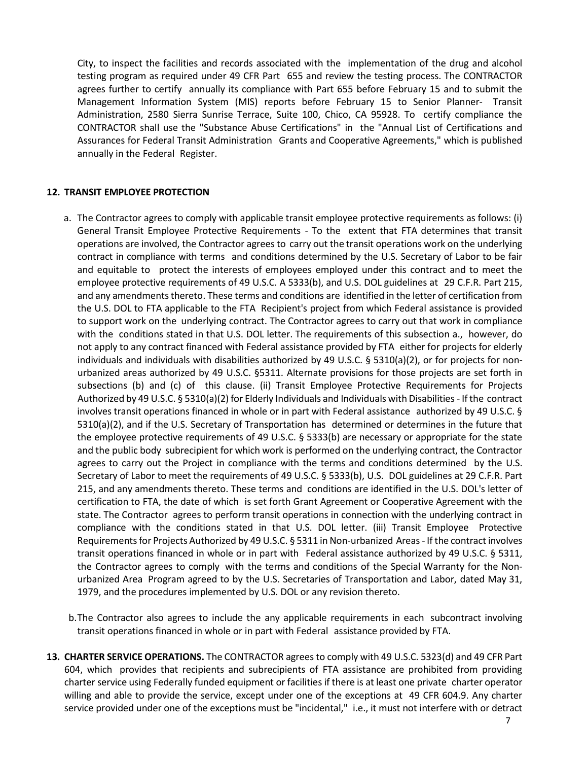City, to inspect the facilities and records associated with the implementation of the drug and alcohol testing program as required under 49 CFR Part 655 and review the testing process. The CONTRACTOR agrees further to certify annually its compliance with Part 655 before February 15 and to submit the Management Information System (MIS) reports before February 15 to Senior Planner- Transit Administration, 2580 Sierra Sunrise Terrace, Suite 100, Chico, CA 95928. To certify compliance the CONTRACTOR shall use the "Substance Abuse Certifications" in the "Annual List of Certifications and Assurances for Federal Transit Administration Grants and Cooperative Agreements," which is published annually in the Federal Register.

**12. TRANSIT EMPLOYEE PROTECTION**

a. The Contractor agrees to comply with applicable transit employee protective requirements as follows: (i) General Transit Employee Protective Requirements - To the extent that FTA determines that transit operations are involved, the Contractor agrees to carry out the transit operations work on the underlying contract in compliance with terms and conditions determined by the U.S. Secretary of Labor to be fair and equitable to protect the interests of employees employed under this contract and to meet the employee protective requirements of 49 U.S.C. A 5333(b), and U.S. DOL guidelines at 29 C.F.R. Part 215, and any amendments thereto. These terms and conditions are identified in the letter of certification from the U.S. DOL to FTA applicable to the FTA Recipient's project from which Federal assistance is provided to support work on the underlying contract. The Contractor agrees to carry out that work in compliance with the conditions stated in that U.S. DOL letter. The requirements of this subsection a., however, do not apply to any contract financed with Federal assistance provided by FTA either for projects for elderly individuals and individuals with disabilities authorized by 49 U.S.C. § 5310(a)(2), or for projects for non-urbanized areas authorized by 49 U.S.C. §5311. Alternate provisions for those projects are set forth in subsections (b) and (c) of this clause. (ii) Transit Employee Protective Requirements for Projects Authorized by 49 U.S.C. § 5310(a)(2) for Elderly Individuals and Individuals with Disabilities - If the contract involves transit operations financed in whole or in part with Federal assistance authorized by 49 U.S.C. § 5310(a)(2), and if the U.S. Secretary of Transportation has determined or determines in the future that the employee protective requirements of 49 U.S.C. § 5333(b) are necessary or appropriate for the state and the public body subrecipient for which work is performed on the underlying contract, the Contractor agrees to carry out the Project in compliance with the terms and conditions determined by the U.S. Secretary of Labor to meet the requirements of 49 U.S.C. § 5333(b), U.S. DOL guidelines at 29 C.F.R. Part 215, and any amendments thereto. These terms and conditions are identified in the U.S. DOL's letter of certification to FTA, the date of which is set forth Grant Agreement or Cooperative Agreement with the state. The Contractor agrees to perform transit operations in connection with the underlying contract in compliance with the conditions stated in that U.S. DOL letter. (iii) Transit Employee Protective Requirements for Projects Authorized by 49 U.S.C. § 5311 in Non-urbanized Areas - If the contract involves transit operations financed in whole or in part with Federal assistance authorized by 49 U.S.C. § 5311, the Contractor agrees to comply with the terms and conditions of the Special Warranty for the Non-urbanized Area Program agreed to by the U.S. Secretaries of Transportation and Labor, dated May 31, 1979, and the procedures implemented by U.S. DOL or any revision thereto.

b. The Contractor also agrees to include the any applicable requirements in each subcontract involving transit operations financed in whole or in part with Federal assistance provided by FTA.

**13. CHARTER SERVICE OPERATIONS.** The CONTRACTOR agrees to comply with 49 U.S.C. 5323(d) and 49 CFR Part 604, which provides that recipients and subrecipients of FTA assistance are prohibited from providing charter service using Federally funded equipment or facilities if there is at least one private charter operator willing and able to provide the service, except under one of the exceptions at 49 CFR 604.9. Any charter service provided under one of the exceptions must be "incidental," i.e., it must not interfere with or detract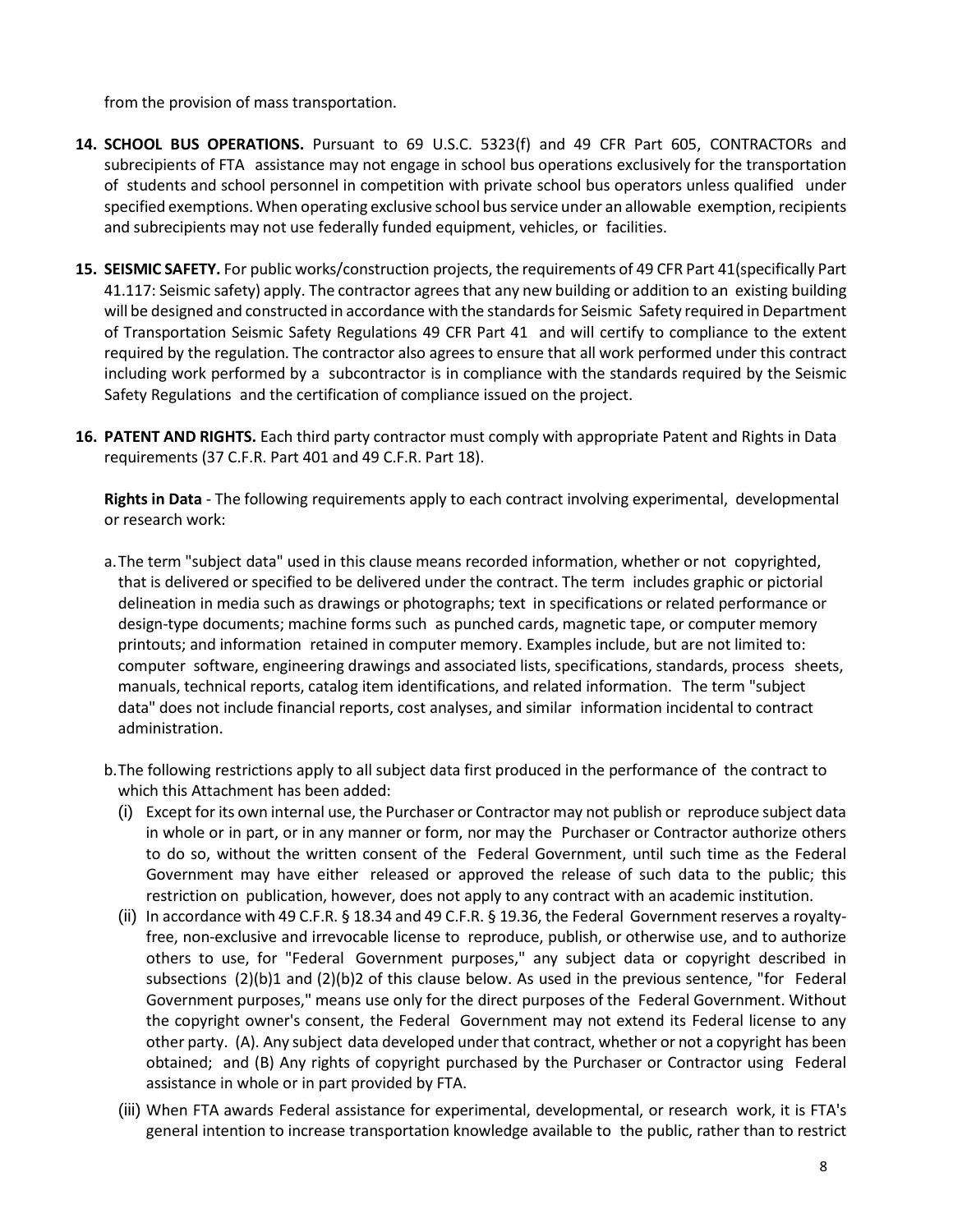from the provision of mass transportation.

14. **SCHOOL BUS OPERATIONS.** Pursuant to 69 U.S.C. 5323(f) and 49 CFR Part 605, CONTRACTORs and subrecipients of FTA assistance may not engage in school bus operations exclusively for the transportation of students and school personnel in competition with private school bus operators unless qualified under specified exemptions. When operating exclusive school bus service under an allowable exemption, recipients and subrecipients may not use federally funded equipment, vehicles, or facilities.

15. **SEISMIC SAFETY.** For public works/construction projects, the requirements of 49 CFR Part 41(specifically Part 41.117: Seismic safety) apply. The contractor agrees that any new building or addition to an existing building will be designed and constructed in accordance with the standards for Seismic Safety required in Department of Transportation Seismic Safety Regulations 49 CFR Part 41 and will certify to compliance to the extent required by the regulation. The contractor also agrees to ensure that all work performed under this contract including work performed by a subcontractor is in compliance with the standards required by the Seismic Safety Regulations and the certification of compliance issued on the project.

16. **PATENT AND RIGHTS.** Each third party contractor must comply with appropriate Patent and Rights in Data requirements (37 C.F.R. Part 401 and 49 C.F.R. Part 18).

    **Rights in Data** - The following requirements apply to each contract involving experimental, developmental or research work:

    a. The term "subject data" used in this clause means recorded information, whether or not copyrighted, that is delivered or specified to be delivered under the contract. The term includes graphic or pictorial delineation in media such as drawings or photographs; text in specifications or related performance or design-type documents; machine forms such as punched cards, magnetic tape, or computer memory printouts; and information retained in computer memory. Examples include, but are not limited to: computer software, engineering drawings and associated lists, specifications, standards, process sheets, manuals, technical reports, catalog item identifications, and related information. The term "subject data" does not include financial reports, cost analyses, and similar information incidental to contract administration.

    b. The following restrictions apply to all subject data first produced in the performance of the contract to which this Attachment has been added:

    (i) Except for its own internal use, the Purchaser or Contractor may not publish or reproduce subject data in whole or in part, or in any manner or form, nor may the Purchaser or Contractor authorize others to do so, without the written consent of the Federal Government, until such time as the Federal Government may have either released or approved the release of such data to the public; this restriction on publication, however, does not apply to any contract with an academic institution.

    (ii) In accordance with 49 C.F.R. § 18.34 and 49 C.F.R. § 19.36, the Federal Government reserves a royalty-free, non-exclusive and irrevocable license to reproduce, publish, or otherwise use, and to authorize others to use, for "Federal Government purposes," any subject data or copyright described in subsections (2)(b)1 and (2)(b)2 of this clause below. As used in the previous sentence, "for Federal Government purposes," means use only for the direct purposes of the Federal Government. Without the copyright owner's consent, the Federal Government may not extend its Federal license to any other party. (A). Any subject data developed under that contract, whether or not a copyright has been obtained; and (B) Any rights of copyright purchased by the Purchaser or Contractor using Federal assistance in whole or in part provided by FTA.

    (iii) When FTA awards Federal assistance for experimental, developmental, or research work, it is FTA's general intention to increase transportation knowledge available to the public, rather than to restrict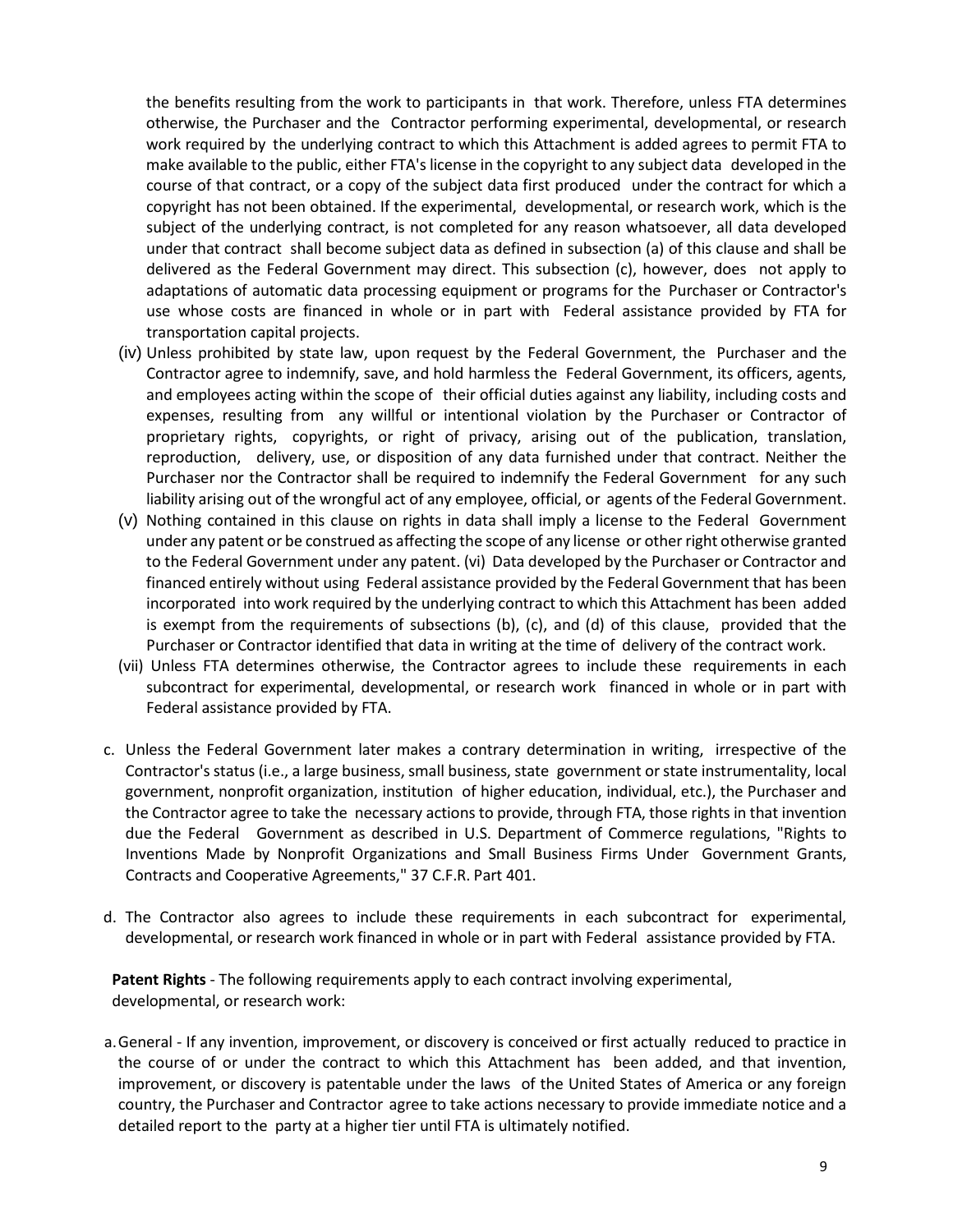the benefits resulting from the work to participants in that work. Therefore, unless FTA determines otherwise, the Purchaser and the Contractor performing experimental, developmental, or research work required by the underlying contract to which this Attachment is added agrees to permit FTA to make available to the public, either FTA's license in the copyright to any subject data developed in the course of that contract, or a copy of the subject data first produced under the contract for which a copyright has not been obtained. If the experimental, developmental, or research work, which is the subject of the underlying contract, is not completed for any reason whatsoever, all data developed under that contract shall become subject data as defined in subsection (a) of this clause and shall be delivered as the Federal Government may direct. This subsection (c), however, does not apply to adaptations of automatic data processing equipment or programs for the Purchaser or Contractor's use whose costs are financed in whole or in part with Federal assistance provided by FTA for transportation capital projects.

(iv) Unless prohibited by state law, upon request by the Federal Government, the Purchaser and the Contractor agree to indemnify, save, and hold harmless the Federal Government, its officers, agents, and employees acting within the scope of their official duties against any liability, including costs and expenses, resulting from any willful or intentional violation by the Purchaser or Contractor of proprietary rights, copyrights, or right of privacy, arising out of the publication, translation, reproduction, delivery, use, or disposition of any data furnished under that contract. Neither the Purchaser nor the Contractor shall be required to indemnify the Federal Government for any such liability arising out of the wrongful act of any employee, official, or agents of the Federal Government.

(v) Nothing contained in this clause on rights in data shall imply a license to the Federal Government under any patent or be construed as affecting the scope of any license or other right otherwise granted to the Federal Government under any patent. (vi) Data developed by the Purchaser or Contractor and financed entirely without using Federal assistance provided by the Federal Government that has been incorporated into work required by the underlying contract to which this Attachment has been added is exempt from the requirements of subsections (b), (c), and (d) of this clause, provided that the Purchaser or Contractor identified that data in writing at the time of delivery of the contract work.

(vii) Unless FTA determines otherwise, the Contractor agrees to include these requirements in each subcontract for experimental, developmental, or research work financed in whole or in part with Federal assistance provided by FTA.

c. Unless the Federal Government later makes a contrary determination in writing, irrespective of the Contractor's status (i.e., a large business, small business, state government or state instrumentality, local government, nonprofit organization, institution of higher education, individual, etc.), the Purchaser and the Contractor agree to take the necessary actions to provide, through FTA, those rights in that invention due the Federal Government as described in U.S. Department of Commerce regulations, "Rights to Inventions Made by Nonprofit Organizations and Small Business Firms Under Government Grants, Contracts and Cooperative Agreements," 37 C.F.R. Part 401.

d. The Contractor also agrees to include these requirements in each subcontract for experimental, developmental, or research work financed in whole or in part with Federal assistance provided by FTA.

**Patent Rights** - The following requirements apply to each contract involving experimental, developmental, or research work:

a. General - If any invention, improvement, or discovery is conceived or first actually reduced to practice in the course of or under the contract to which this Attachment has been added, and that invention, improvement, or discovery is patentable under the laws of the United States of America or any foreign country, the Purchaser and Contractor agree to take actions necessary to provide immediate notice and a detailed report to the party at a higher tier until FTA is ultimately notified.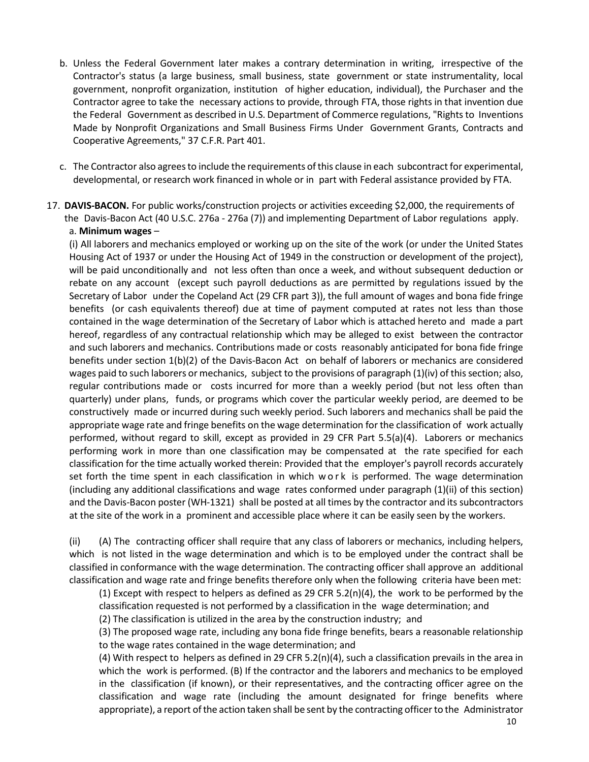b. Unless the Federal Government later makes a contrary determination in writing, irrespective of the Contractor's status (a large business, small business, state government or state instrumentality, local government, nonprofit organization, institution of higher education, individual), the Purchaser and the Contractor agree to take the necessary actions to provide, through FTA, those rights in that invention due the Federal Government as described in U.S. Department of Commerce regulations, "Rights to Inventions Made by Nonprofit Organizations and Small Business Firms Under Government Grants, Contracts and Cooperative Agreements," 37 C.F.R. Part 401.

c. The Contractor also agrees to include the requirements of this clause in each subcontract for experimental, developmental, or research work financed in whole or in part with Federal assistance provided by FTA.

17. **DAVIS-BACON.** For public works/construction projects or activities exceeding $2,000, the requirements of the Davis-Bacon Act (40 U.S.C. 276a - 276a (7)) and implementing Department of Labor regulations apply.

a. **Minimum wages** –

(i) All laborers and mechanics employed or working up on the site of the work (or under the United States Housing Act of 1937 or under the Housing Act of 1949 in the construction or development of the project), will be paid unconditionally and not less often than once a week, and without subsequent deduction or rebate on any account (except such payroll deductions as are permitted by regulations issued by the Secretary of Labor under the Copeland Act (29 CFR part 3)), the full amount of wages and bona fide fringe benefits (or cash equivalents thereof) due at time of payment computed at rates not less than those contained in the wage determination of the Secretary of Labor which is attached hereto and made a part hereof, regardless of any contractual relationship which may be alleged to exist between the contractor and such laborers and mechanics. Contributions made or costs reasonably anticipated for bona fide fringe benefits under section 1(b)(2) of the Davis-Bacon Act on behalf of laborers or mechanics are considered wages paid to such laborers or mechanics, subject to the provisions of paragraph (1)(iv) of this section; also, regular contributions made or costs incurred for more than a weekly period (but not less often than quarterly) under plans, funds, or programs which cover the particular weekly period, are deemed to be constructively made or incurred during such weekly period. Such laborers and mechanics shall be paid the appropriate wage rate and fringe benefits on the wage determination for the classification of work actually performed, without regard to skill, except as provided in 29 CFR Part 5.5(a)(4). Laborers or mechanics performing work in more than one classification may be compensated at the rate specified for each classification for the time actually worked therein: Provided that the employer's payroll records accurately set forth the time spent in each classification in which work is performed. The wage determination (including any additional classifications and wage rates conformed under paragraph (1)(ii) of this section) and the Davis-Bacon poster (WH-1321) shall be posted at all times by the contractor and its subcontractors at the site of the work in a prominent and accessible place where it can be easily seen by the workers.

(ii) (A) The contracting officer shall require that any class of laborers or mechanics, including helpers, which is not listed in the wage determination and which is to be employed under the contract shall be classified in conformance with the wage determination. The contracting officer shall approve an additional classification and wage rate and fringe benefits therefore only when the following criteria have been met:

(1) Except with respect to helpers as defined as 29 CFR 5.2(n)(4), the work to be performed by the classification requested is not performed by a classification in the wage determination; and

(2) The classification is utilized in the area by the construction industry; and

(3) The proposed wage rate, including any bona fide fringe benefits, bears a reasonable relationship to the wage rates contained in the wage determination; and

(4) With respect to helpers as defined in 29 CFR 5.2(n)(4), such a classification prevails in the area in which the work is performed. (B) If the contractor and the laborers and mechanics to be employed in the classification (if known), or their representatives, and the contracting officer agree on the classification and wage rate (including the amount designated for fringe benefits where appropriate), a report of the action taken shall be sent by the contracting officer to the Administrator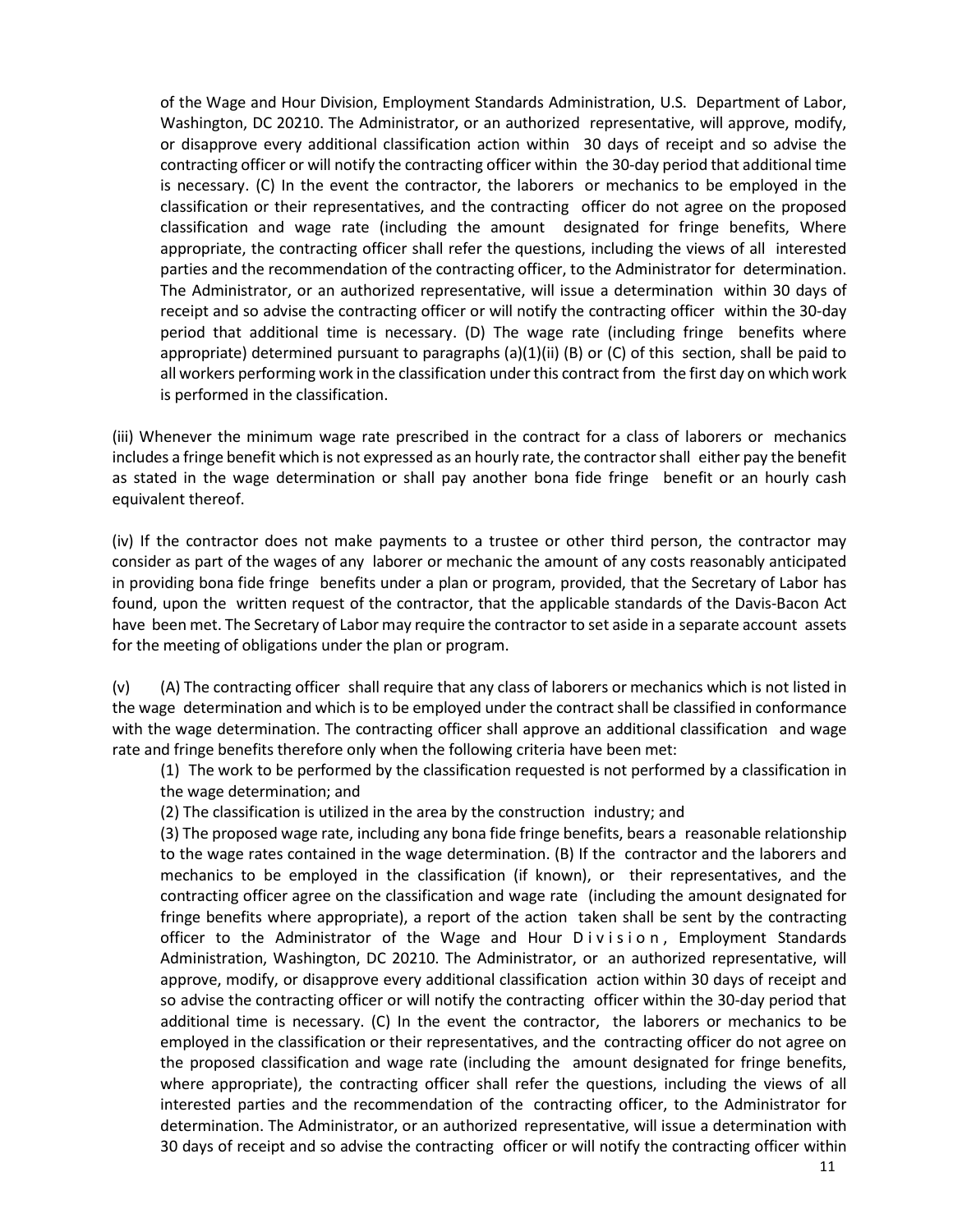of the Wage and Hour Division, Employment Standards Administration, U.S. Department of Labor, Washington, DC 20210. The Administrator, or an authorized representative, will approve, modify, or disapprove every additional classification action within 30 days of receipt and so advise the contracting officer or will notify the contracting officer within the 30-day period that additional time is necessary. (C) In the event the contractor, the laborers or mechanics to be employed in the classification or their representatives, and the contracting officer do not agree on the proposed classification and wage rate (including the amount designated for fringe benefits, Where appropriate, the contracting officer shall refer the questions, including the views of all interested parties and the recommendation of the contracting officer, to the Administrator for determination. The Administrator, or an authorized representative, will issue a determination within 30 days of receipt and so advise the contracting officer or will notify the contracting officer within the 30-day period that additional time is necessary. (D) The wage rate (including fringe benefits where appropriate) determined pursuant to paragraphs (a)(1)(ii) (B) or (C) of this section, shall be paid to all workers performing work in the classification under this contract from the first day on which work is performed in the classification.

(iii) Whenever the minimum wage rate prescribed in the contract for a class of laborers or mechanics includes a fringe benefit which is not expressed as an hourly rate, the contractor shall either pay the benefit as stated in the wage determination or shall pay another bona fide fringe benefit or an hourly cash equivalent thereof.

(iv) If the contractor does not make payments to a trustee or other third person, the contractor may consider as part of the wages of any laborer or mechanic the amount of any costs reasonably anticipated in providing bona fide fringe benefits under a plan or program, provided, that the Secretary of Labor has found, upon the written request of the contractor, that the applicable standards of the Davis-Bacon Act have been met. The Secretary of Labor may require the contractor to set aside in a separate account assets for the meeting of obligations under the plan or program.

(v) (A) The contracting officer shall require that any class of laborers or mechanics which is not listed in the wage determination and which is to be employed under the contract shall be classified in conformance with the wage determination. The contracting officer shall approve an additional classification and wage rate and fringe benefits therefore only when the following criteria have been met:

(1) The work to be performed by the classification requested is not performed by a classification in the wage determination; and

(2) The classification is utilized in the area by the construction industry; and

(3) The proposed wage rate, including any bona fide fringe benefits, bears a reasonable relationship to the wage rates contained in the wage determination. (B) If the contractor and the laborers and mechanics to be employed in the classification (if known), or their representatives, and the contracting officer agree on the classification and wage rate (including the amount designated for fringe benefits where appropriate), a report of the action taken shall be sent by the contracting officer to the Administrator of the Wage and Hour Division, Employment Standards Administration, Washington, DC 20210. The Administrator, or an authorized representative, will approve, modify, or disapprove every additional classification action within 30 days of receipt and so advise the contracting officer or will notify the contracting officer within the 30-day period that additional time is necessary. (C) In the event the contractor, the laborers or mechanics to be employed in the classification or their representatives, and the contracting officer do not agree on the proposed classification and wage rate (including the amount designated for fringe benefits, where appropriate), the contracting officer shall refer the questions, including the views of all interested parties and the recommendation of the contracting officer, to the Administrator for determination. The Administrator, or an authorized representative, will issue a determination with 30 days of receipt and so advise the contracting officer or will notify the contracting officer within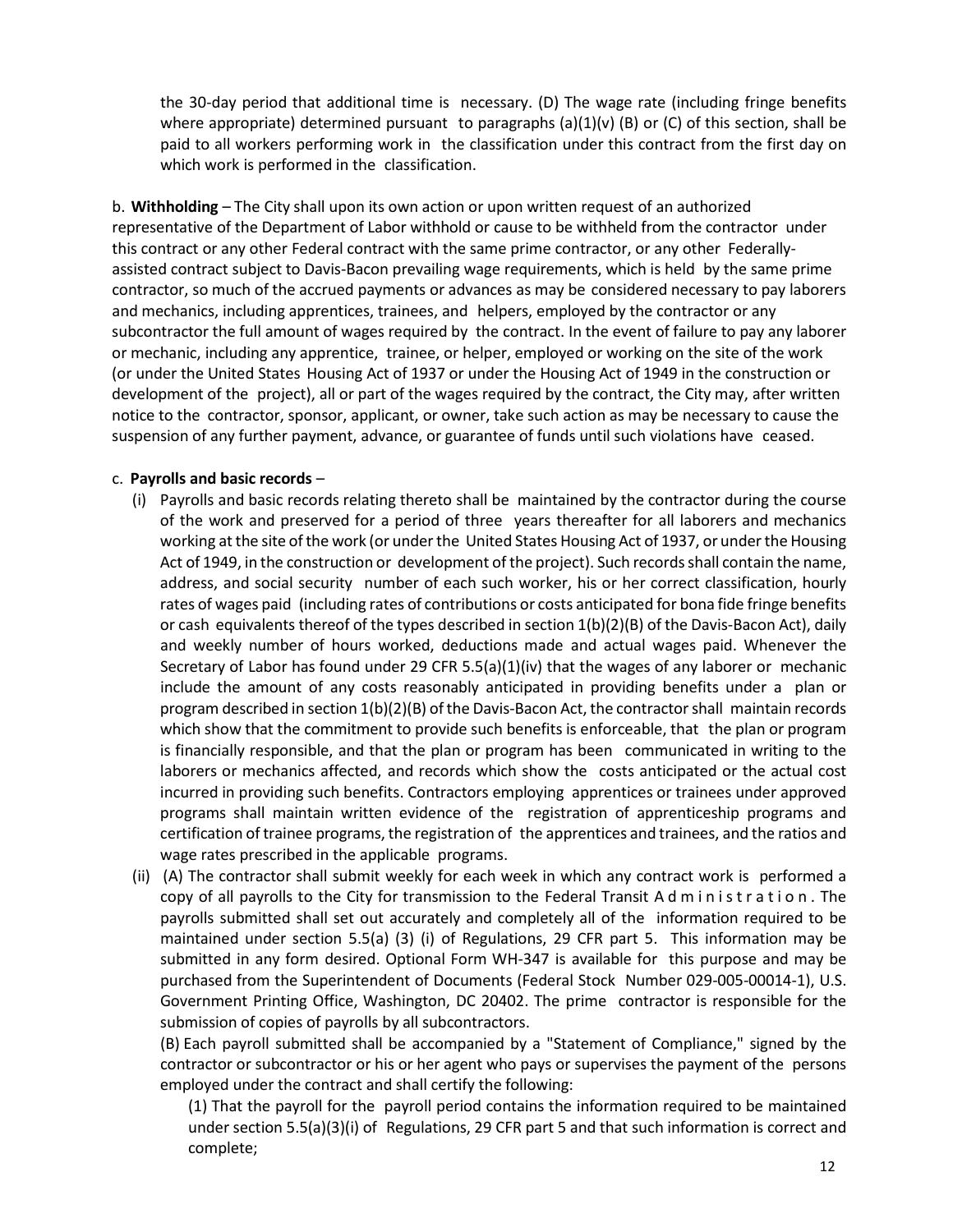the 30-day period that additional time is necessary. (D) The wage rate (including fringe benefits where appropriate) determined pursuant to paragraphs (a)(1)(v) (B) or (C) of this section, shall be paid to all workers performing work in the classification under this contract from the first day on which work is performed in the classification.

b. **Withholding** – The City shall upon its own action or upon written request of an authorized representative of the Department of Labor withhold or cause to be withheld from the contractor under this contract or any other Federal contract with the same prime contractor, or any other Federally-assisted contract subject to Davis-Bacon prevailing wage requirements, which is held by the same prime contractor, so much of the accrued payments or advances as may be considered necessary to pay laborers and mechanics, including apprentices, trainees, and helpers, employed by the contractor or any subcontractor the full amount of wages required by the contract. In the event of failure to pay any laborer or mechanic, including any apprentice, trainee, or helper, employed or working on the site of the work (or under the United States Housing Act of 1937 or under the Housing Act of 1949 in the construction or development of the project), all or part of the wages required by the contract, the City may, after written notice to the contractor, sponsor, applicant, or owner, take such action as may be necessary to cause the suspension of any further payment, advance, or guarantee of funds until such violations have ceased.

c. **Payrolls and basic records** –

(i) Payrolls and basic records relating thereto shall be maintained by the contractor during the course of the work and preserved for a period of three years thereafter for all laborers and mechanics working at the site of the work (or under the United States Housing Act of 1937, or under the Housing Act of 1949, in the construction or development of the project). Such records shall contain the name, address, and social security number of each such worker, his or her correct classification, hourly rates of wages paid (including rates of contributions or costs anticipated for bona fide fringe benefits or cash equivalents thereof of the types described in section 1(b)(2)(B) of the Davis-Bacon Act), daily and weekly number of hours worked, deductions made and actual wages paid. Whenever the Secretary of Labor has found under 29 CFR 5.5(a)(1)(iv) that the wages of any laborer or mechanic include the amount of any costs reasonably anticipated in providing benefits under a plan or program described in section 1(b)(2)(B) of the Davis-Bacon Act, the contractor shall maintain records which show that the commitment to provide such benefits is enforceable, that the plan or program is financially responsible, and that the plan or program has been communicated in writing to the laborers or mechanics affected, and records which show the costs anticipated or the actual cost incurred in providing such benefits. Contractors employing apprentices or trainees under approved programs shall maintain written evidence of the registration of apprenticeship programs and certification of trainee programs, the registration of the apprentices and trainees, and the ratios and wage rates prescribed in the applicable programs.

(ii) (A) The contractor shall submit weekly for each week in which any contract work is performed a copy of all payrolls to the City for transmission to the Federal Transit Administration. The payrolls submitted shall set out accurately and completely all of the information required to be maintained under section 5.5(a) (3) (i) of Regulations, 29 CFR part 5. This information may be submitted in any form desired. Optional Form WH-347 is available for this purpose and may be purchased from the Superintendent of Documents (Federal Stock Number 029-005-00014-1), U.S. Government Printing Office, Washington, DC 20402. The prime contractor is responsible for the submission of copies of payrolls by all subcontractors.

(B) Each payroll submitted shall be accompanied by a "Statement of Compliance," signed by the contractor or subcontractor or his or her agent who pays or supervises the payment of the persons employed under the contract and shall certify the following:

(1) That the payroll for the payroll period contains the information required to be maintained under section 5.5(a)(3)(i) of Regulations, 29 CFR part 5 and that such information is correct and complete;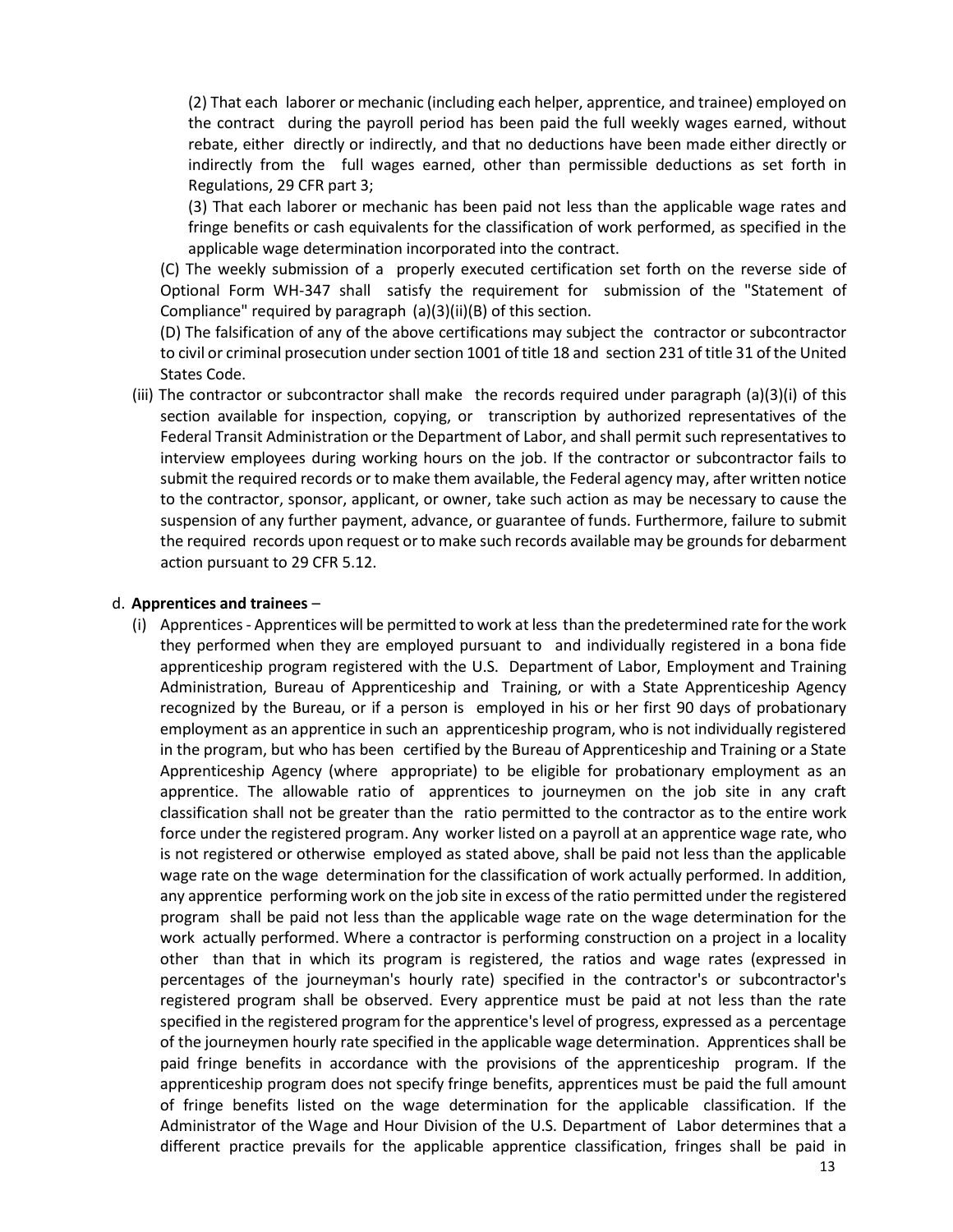(2) That each laborer or mechanic (including each helper, apprentice, and trainee) employed on the contract during the payroll period has been paid the full weekly wages earned, without rebate, either directly or indirectly, and that no deductions have been made either directly or indirectly from the full wages earned, other than permissible deductions as set forth in Regulations, 29 CFR part 3;

(3) That each laborer or mechanic has been paid not less than the applicable wage rates and fringe benefits or cash equivalents for the classification of work performed, as specified in the applicable wage determination incorporated into the contract.

(C) The weekly submission of a properly executed certification set forth on the reverse side of Optional Form WH-347 shall satisfy the requirement for submission of the "Statement of Compliance" required by paragraph (a)(3)(ii)(B) of this section.

(D) The falsification of any of the above certifications may subject the contractor or subcontractor to civil or criminal prosecution under section 1001 of title 18 and section 231 of title 31 of the United States Code.

(iii) The contractor or subcontractor shall make the records required under paragraph (a)(3)(i) of this section available for inspection, copying, or transcription by authorized representatives of the Federal Transit Administration or the Department of Labor, and shall permit such representatives to interview employees during working hours on the job. If the contractor or subcontractor fails to submit the required records or to make them available, the Federal agency may, after written notice to the contractor, sponsor, applicant, or owner, take such action as may be necessary to cause the suspension of any further payment, advance, or guarantee of funds. Furthermore, failure to submit the required records upon request or to make such records available may be grounds for debarment action pursuant to 29 CFR 5.12.

d. **Apprentices and trainees** –

(i) Apprentices - Apprentices will be permitted to work at less than the predetermined rate for the work they performed when they are employed pursuant to and individually registered in a bona fide apprenticeship program registered with the U.S. Department of Labor, Employment and Training Administration, Bureau of Apprenticeship and Training, or with a State Apprenticeship Agency recognized by the Bureau, or if a person is employed in his or her first 90 days of probationary employment as an apprentice in such an apprenticeship program, who is not individually registered in the program, but who has been certified by the Bureau of Apprenticeship and Training or a State Apprenticeship Agency (where appropriate) to be eligible for probationary employment as an apprentice. The allowable ratio of apprentices to journeymen on the job site in any craft classification shall not be greater than the ratio permitted to the contractor as to the entire work force under the registered program. Any worker listed on a payroll at an apprentice wage rate, who is not registered or otherwise employed as stated above, shall be paid not less than the applicable wage rate on the wage determination for the classification of work actually performed. In addition, any apprentice performing work on the job site in excess of the ratio permitted under the registered program shall be paid not less than the applicable wage rate on the wage determination for the work actually performed. Where a contractor is performing construction on a project in a locality other than that in which its program is registered, the ratios and wage rates (expressed in percentages of the journeyman's hourly rate) specified in the contractor's or subcontractor's registered program shall be observed. Every apprentice must be paid at not less than the rate specified in the registered program for the apprentice's level of progress, expressed as a percentage of the journeymen hourly rate specified in the applicable wage determination. Apprentices shall be paid fringe benefits in accordance with the provisions of the apprenticeship program. If the apprenticeship program does not specify fringe benefits, apprentices must be paid the full amount of fringe benefits listed on the wage determination for the applicable classification. If the Administrator of the Wage and Hour Division of the U.S. Department of Labor determines that a different practice prevails for the applicable apprentice classification, fringes shall be paid in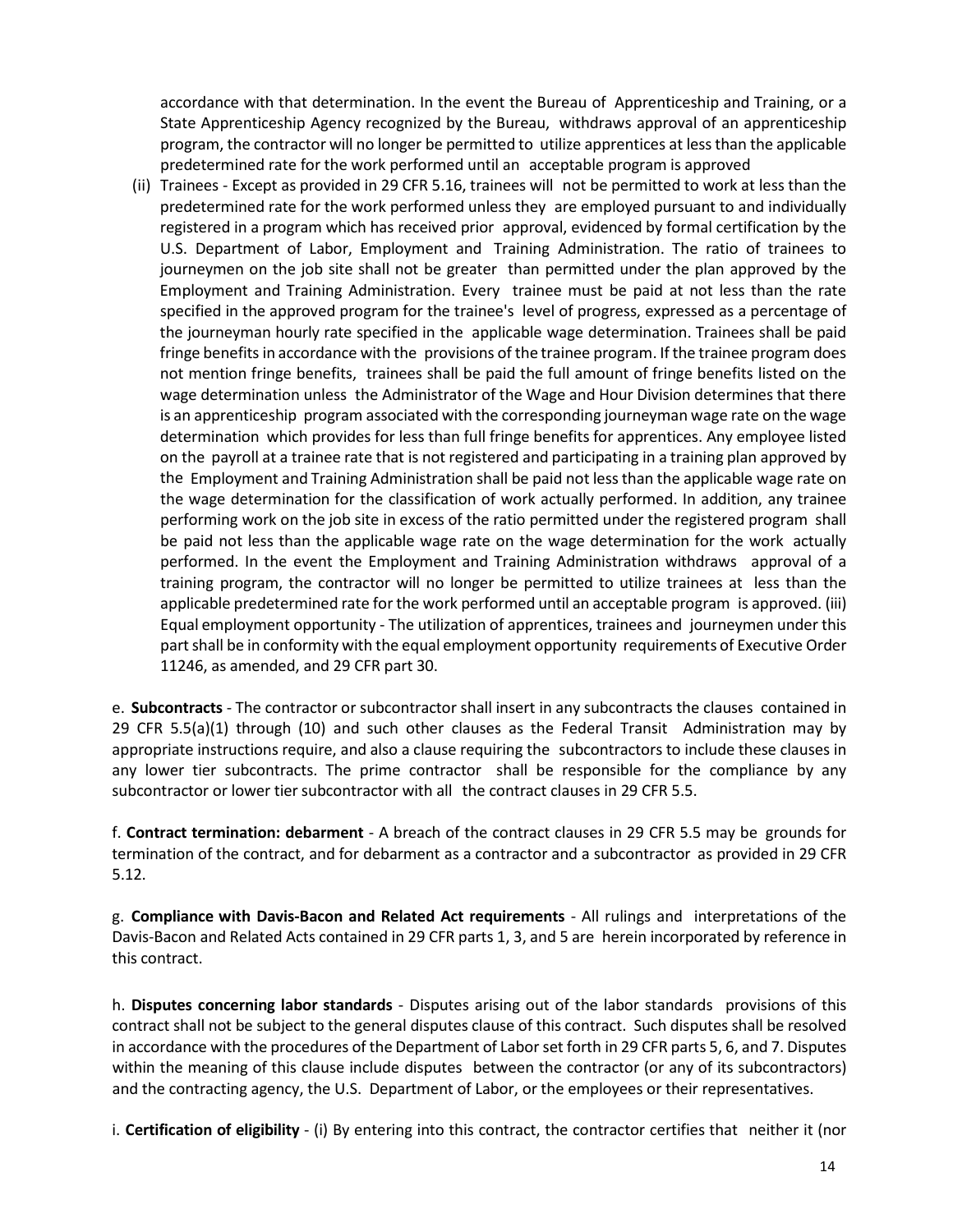accordance with that determination. In the event the Bureau of Apprenticeship and Training, or a State Apprenticeship Agency recognized by the Bureau, withdraws approval of an apprenticeship program, the contractor will no longer be permitted to utilize apprentices at less than the applicable predetermined rate for the work performed until an acceptable program is approved

(ii) Trainees - Except as provided in 29 CFR 5.16, trainees will not be permitted to work at less than the predetermined rate for the work performed unless they are employed pursuant to and individually registered in a program which has received prior approval, evidenced by formal certification by the U.S. Department of Labor, Employment and Training Administration. The ratio of trainees to journeymen on the job site shall not be greater than permitted under the plan approved by the Employment and Training Administration. Every trainee must be paid at not less than the rate specified in the approved program for the trainee's level of progress, expressed as a percentage of the journeyman hourly rate specified in the applicable wage determination. Trainees shall be paid fringe benefits in accordance with the provisions of the trainee program. If the trainee program does not mention fringe benefits, trainees shall be paid the full amount of fringe benefits listed on the wage determination unless the Administrator of the Wage and Hour Division determines that there is an apprenticeship program associated with the corresponding journeyman wage rate on the wage determination which provides for less than full fringe benefits for apprentices. Any employee listed on the payroll at a trainee rate that is not registered and participating in a training plan approved by the Employment and Training Administration shall be paid not less than the applicable wage rate on the wage determination for the classification of work actually performed. In addition, any trainee performing work on the job site in excess of the ratio permitted under the registered program shall be paid not less than the applicable wage rate on the wage determination for the work actually performed. In the event the Employment and Training Administration withdraws approval of a training program, the contractor will no longer be permitted to utilize trainees at less than the applicable predetermined rate for the work performed until an acceptable program is approved. (iii) Equal employment opportunity - The utilization of apprentices, trainees and journeymen under this part shall be in conformity with the equal employment opportunity requirements of Executive Order 11246, as amended, and 29 CFR part 30.

e. **Subcontracts** - The contractor or subcontractor shall insert in any subcontracts the clauses contained in 29 CFR 5.5(a)(1) through (10) and such other clauses as the Federal Transit Administration may by appropriate instructions require, and also a clause requiring the subcontractors to include these clauses in any lower tier subcontracts. The prime contractor shall be responsible for the compliance by any subcontractor or lower tier subcontractor with all the contract clauses in 29 CFR 5.5.

f. **Contract termination: debarment** - A breach of the contract clauses in 29 CFR 5.5 may be grounds for termination of the contract, and for debarment as a contractor and a subcontractor as provided in 29 CFR 5.12.

g. **Compliance with Davis-Bacon and Related Act requirements** - All rulings and interpretations of the Davis-Bacon and Related Acts contained in 29 CFR parts 1, 3, and 5 are herein incorporated by reference in this contract.

h. **Disputes concerning labor standards** - Disputes arising out of the labor standards provisions of this contract shall not be subject to the general disputes clause of this contract. Such disputes shall be resolved in accordance with the procedures of the Department of Labor set forth in 29 CFR parts 5, 6, and 7. Disputes within the meaning of this clause include disputes between the contractor (or any of its subcontractors) and the contracting agency, the U.S. Department of Labor, or the employees or their representatives.

i. **Certification of eligibility** - (i) By entering into this contract, the contractor certifies that neither it (nor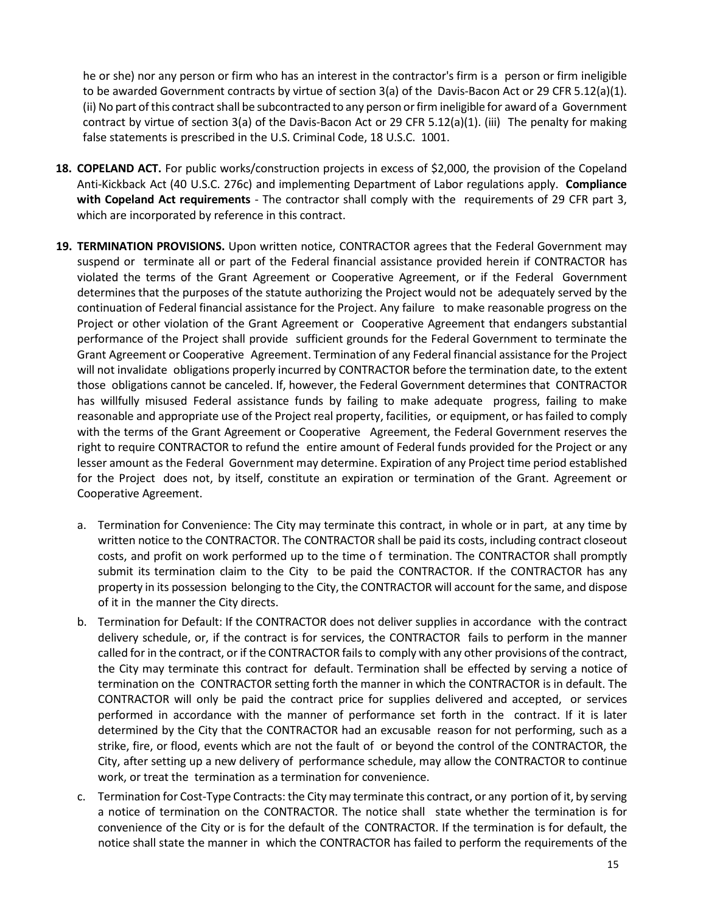he or she) nor any person or firm who has an interest in the contractor's firm is a person or firm ineligible to be awarded Government contracts by virtue of section 3(a) of the Davis-Bacon Act or 29 CFR 5.12(a)(1). (ii) No part of this contract shall be subcontracted to any person or firm ineligible for award of a Government contract by virtue of section 3(a) of the Davis-Bacon Act or 29 CFR 5.12(a)(1). (iii) The penalty for making false statements is prescribed in the U.S. Criminal Code, 18 U.S.C. 1001.

18. **COPELAND ACT.** For public works/construction projects in excess of $2,000, the provision of the Copeland Anti-Kickback Act (40 U.S.C. 276c) and implementing Department of Labor regulations apply. **Compliance with Copeland Act requirements** - The contractor shall comply with the requirements of 29 CFR part 3, which are incorporated by reference in this contract.

19. **TERMINATION PROVISIONS.** Upon written notice, CONTRACTOR agrees that the Federal Government may suspend or terminate all or part of the Federal financial assistance provided herein if CONTRACTOR has violated the terms of the Grant Agreement or Cooperative Agreement, or if the Federal Government determines that the purposes of the statute authorizing the Project would not be adequately served by the continuation of Federal financial assistance for the Project. Any failure to make reasonable progress on the Project or other violation of the Grant Agreement or Cooperative Agreement that endangers substantial performance of the Project shall provide sufficient grounds for the Federal Government to terminate the Grant Agreement or Cooperative Agreement. Termination of any Federal financial assistance for the Project will not invalidate obligations properly incurred by CONTRACTOR before the termination date, to the extent those obligations cannot be canceled. If, however, the Federal Government determines that CONTRACTOR has willfully misused Federal assistance funds by failing to make adequate progress, failing to make reasonable and appropriate use of the Project real property, facilities, or equipment, or has failed to comply with the terms of the Grant Agreement or Cooperative Agreement, the Federal Government reserves the right to require CONTRACTOR to refund the entire amount of Federal funds provided for the Project or any lesser amount as the Federal Government may determine. Expiration of any Project time period established for the Project does not, by itself, constitute an expiration or termination of the Grant. Agreement or Cooperative Agreement.

    a. Termination for Convenience: The City may terminate this contract, in whole or in part, at any time by written notice to the CONTRACTOR. The CONTRACTOR shall be paid its costs, including contract closeout costs, and profit on work performed up to the time o f termination. The CONTRACTOR shall promptly submit its termination claim to the City to be paid the CONTRACTOR. If the CONTRACTOR has any property in its possession belonging to the City, the CONTRACTOR will account for the same, and dispose of it in the manner the City directs.

    b. Termination for Default: If the CONTRACTOR does not deliver supplies in accordance with the contract delivery schedule, or, if the contract is for services, the CONTRACTOR fails to perform in the manner called for in the contract, or if the CONTRACTOR fails to comply with any other provisions of the contract, the City may terminate this contract for default. Termination shall be effected by serving a notice of termination on the CONTRACTOR setting forth the manner in which the CONTRACTOR is in default. The CONTRACTOR will only be paid the contract price for supplies delivered and accepted, or services performed in accordance with the manner of performance set forth in the contract. If it is later determined by the City that the CONTRACTOR had an excusable reason for not performing, such as a strike, fire, or flood, events which are not the fault of or beyond the control of the CONTRACTOR, the City, after setting up a new delivery of performance schedule, may allow the CONTRACTOR to continue work, or treat the termination as a termination for convenience.

    c. Termination for Cost-Type Contracts: the City may terminate this contract, or any portion of it, by serving a notice of termination on the CONTRACTOR. The notice shall state whether the termination is for convenience of the City or is for the default of the CONTRACTOR. If the termination is for default, the notice shall state the manner in which the CONTRACTOR has failed to perform the requirements of the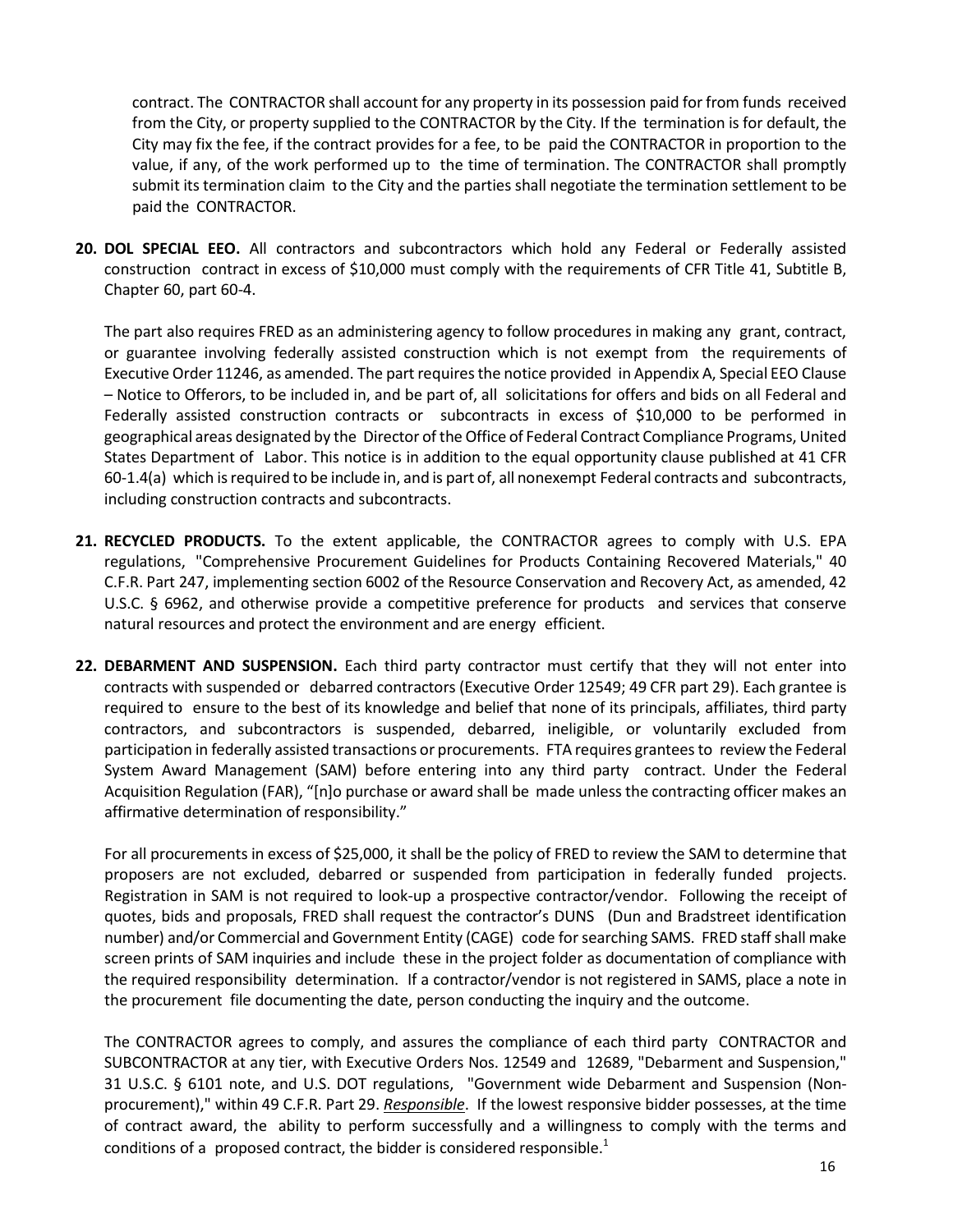contract. The CONTRACTOR shall account for any property in its possession paid for from funds received from the City, or property supplied to the CONTRACTOR by the City. If the termination is for default, the City may fix the fee, if the contract provides for a fee, to be paid the CONTRACTOR in proportion to the value, if any, of the work performed up to the time of termination. The CONTRACTOR shall promptly submit its termination claim to the City and the parties shall negotiate the termination settlement to be paid the CONTRACTOR.

20. **DOL SPECIAL EEO.** All contractors and subcontractors which hold any Federal or Federally assisted construction contract in excess of $10,000 must comply with the requirements of CFR Title 41, Subtitle B, Chapter 60, part 60-4.

    The part also requires FRED as an administering agency to follow procedures in making any grant, contract, or guarantee involving federally assisted construction which is not exempt from the requirements of Executive Order 11246, as amended. The part requires the notice provided in Appendix A, Special EEO Clause – Notice to Offerors, to be included in, and be part of, all solicitations for offers and bids on all Federal and Federally assisted construction contracts or subcontracts in excess of $10,000 to be performed in geographical areas designated by the Director of the Office of Federal Contract Compliance Programs, United States Department of Labor. This notice is in addition to the equal opportunity clause published at 41 CFR 60-1.4(a) which is required to be include in, and is part of, all nonexempt Federal contracts and subcontracts, including construction contracts and subcontracts.

21. **RECYCLED PRODUCTS.** To the extent applicable, the CONTRACTOR agrees to comply with U.S. EPA regulations, "Comprehensive Procurement Guidelines for Products Containing Recovered Materials," 40 C.F.R. Part 247, implementing section 6002 of the Resource Conservation and Recovery Act, as amended, 42 U.S.C. § 6962, and otherwise provide a competitive preference for products and services that conserve natural resources and protect the environment and are energy efficient.

22. **DEBARMENT AND SUSPENSION.** Each third party contractor must certify that they will not enter into contracts with suspended or debarred contractors (Executive Order 12549; 49 CFR part 29). Each grantee is required to ensure to the best of its knowledge and belief that none of its principals, affiliates, third party contractors, and subcontractors is suspended, debarred, ineligible, or voluntarily excluded from participation in federally assisted transactions or procurements. FTA requires grantees to review the Federal System Award Management (SAM) before entering into any third party contract. Under the Federal Acquisition Regulation (FAR), "[n]o purchase or award shall be made unless the contracting officer makes an affirmative determination of responsibility."

    For all procurements in excess of $25,000, it shall be the policy of FRED to review the SAM to determine that proposers are not excluded, debarred or suspended from participation in federally funded projects. Registration in SAM is not required to look-up a prospective contractor/vendor. Following the receipt of quotes, bids and proposals, FRED shall request the contractor's DUNS (Dun and Bradstreet identification number) and/or Commercial and Government Entity (CAGE) code for searching SAMS. FRED staff shall make screen prints of SAM inquiries and include these in the project folder as documentation of compliance with the required responsibility determination. If a contractor/vendor is not registered in SAMS, place a note in the procurement file documenting the date, person conducting the inquiry and the outcome.

    The CONTRACTOR agrees to comply, and assures the compliance of each third party CONTRACTOR and SUBCONTRACTOR at any tier, with Executive Orders Nos. 12549 and 12689, "Debarment and Suspension," 31 U.S.C. § 6101 note, and U.S. DOT regulations, "Government wide Debarment and Suspension (Non-procurement)," within 49 C.F.R. Part 29. ***Responsible***. If the lowest responsive bidder possesses, at the time of contract award, the ability to perform successfully and a willingness to comply with the terms and conditions of a proposed contract, the bidder is considered responsible.[1]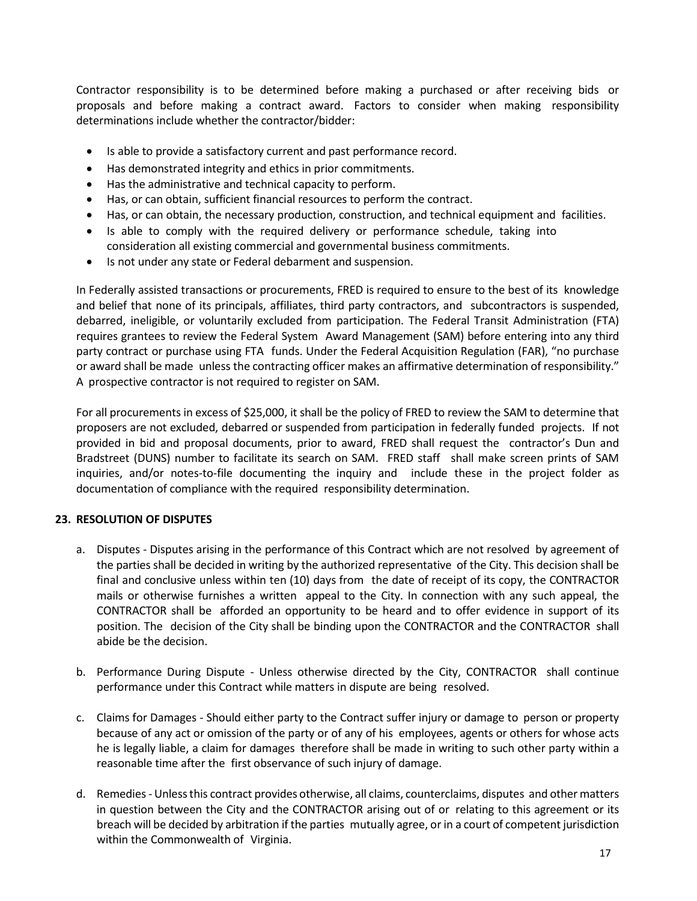Contractor responsibility is to be determined before making a purchased or after receiving bids or proposals and before making a contract award. Factors to consider when making responsibility determinations include whether the contractor/bidder:

- Is able to provide a satisfactory current and past performance record.
- Has demonstrated integrity and ethics in prior commitments.
- Has the administrative and technical capacity to perform.
- Has, or can obtain, sufficient financial resources to perform the contract.
- Has, or can obtain, the necessary production, construction, and technical equipment and facilities.
- Is able to comply with the required delivery or performance schedule, taking into consideration all existing commercial and governmental business commitments.
- Is not under any state or Federal debarment and suspension.

In Federally assisted transactions or procurements, FRED is required to ensure to the best of its knowledge and belief that none of its principals, affiliates, third party contractors, and subcontractors is suspended, debarred, ineligible, or voluntarily excluded from participation. The Federal Transit Administration (FTA) requires grantees to review the Federal System Award Management (SAM) before entering into any third party contract or purchase using FTA funds. Under the Federal Acquisition Regulation (FAR), "no purchase or award shall be made unless the contracting officer makes an affirmative determination of responsibility." A prospective contractor is not required to register on SAM.

For all procurements in excess of $25,000, it shall be the policy of FRED to review the SAM to determine that proposers are not excluded, debarred or suspended from participation in federally funded projects. If not provided in bid and proposal documents, prior to award, FRED shall request the contractor's Dun and Bradstreet (DUNS) number to facilitate its search on SAM. FRED staff shall make screen prints of SAM inquiries, and/or notes-to-file documenting the inquiry and include these in the project folder as documentation of compliance with the required responsibility determination.

## 23. RESOLUTION OF DISPUTES

a. Disputes - Disputes arising in the performance of this Contract which are not resolved by agreement of the parties shall be decided in writing by the authorized representative of the City. This decision shall be final and conclusive unless within ten (10) days from the date of receipt of its copy, the CONTRACTOR mails or otherwise furnishes a written appeal to the City. In connection with any such appeal, the CONTRACTOR shall be afforded an opportunity to be heard and to offer evidence in support of its position. The decision of the City shall be binding upon the CONTRACTOR and the CONTRACTOR shall abide be the decision.

b. Performance During Dispute - Unless otherwise directed by the City, CONTRACTOR shall continue performance under this Contract while matters in dispute are being resolved.

c. Claims for Damages - Should either party to the Contract suffer injury or damage to person or property because of any act or omission of the party or of any of his employees, agents or others for whose acts he is legally liable, a claim for damages therefore shall be made in writing to such other party within a reasonable time after the first observance of such injury of damage.

d. Remedies - Unless this contract provides otherwise, all claims, counterclaims, disputes and other matters in question between the City and the CONTRACTOR arising out of or relating to this agreement or its breach will be decided by arbitration if the parties mutually agree, or in a court of competent jurisdiction within the Commonwealth of Virginia.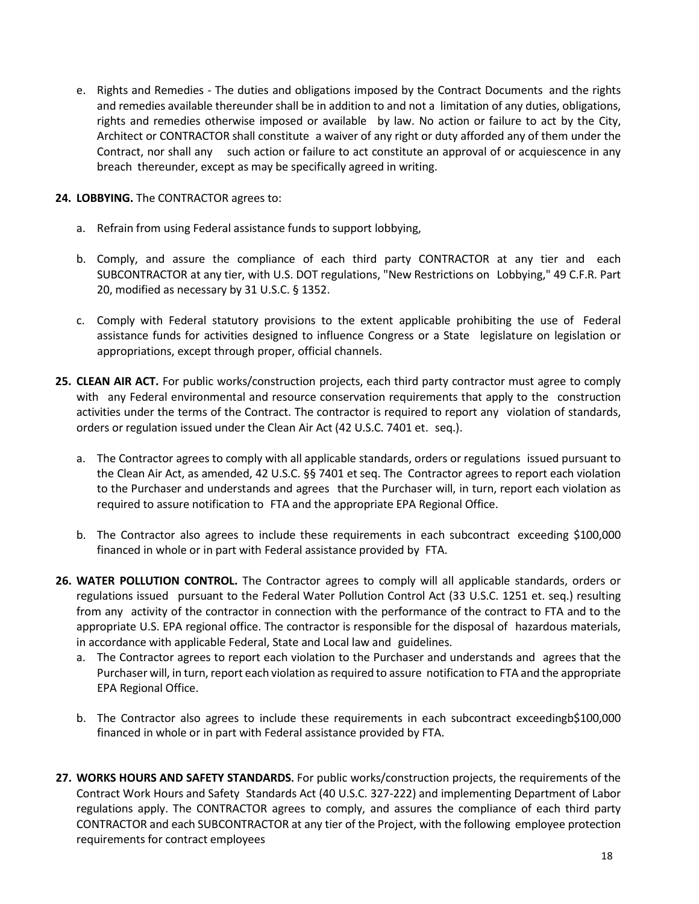e. Rights and Remedies - The duties and obligations imposed by the Contract Documents and the rights and remedies available thereunder shall be in addition to and not a limitation of any duties, obligations, rights and remedies otherwise imposed or available by law. No action or failure to act by the City, Architect or CONTRACTOR shall constitute a waiver of any right or duty afforded any of them under the Contract, nor shall any such action or failure to act constitute an approval of or acquiescence in any breach thereunder, except as may be specifically agreed in writing.

**24. LOBBYING.** The CONTRACTOR agrees to:

a. Refrain from using Federal assistance funds to support lobbying,

b. Comply, and assure the compliance of each third party CONTRACTOR at any tier and each SUBCONTRACTOR at any tier, with U.S. DOT regulations, "New Restrictions on Lobbying," 49 C.F.R. Part 20, modified as necessary by 31 U.S.C. § 1352.

c. Comply with Federal statutory provisions to the extent applicable prohibiting the use of Federal assistance funds for activities designed to influence Congress or a State legislature on legislation or appropriations, except through proper, official channels.

**25. CLEAN AIR ACT.** For public works/construction projects, each third party contractor must agree to comply with any Federal environmental and resource conservation requirements that apply to the construction activities under the terms of the Contract. The contractor is required to report any violation of standards, orders or regulation issued under the Clean Air Act (42 U.S.C. 7401 et. seq.).

a. The Contractor agrees to comply with all applicable standards, orders or regulations issued pursuant to the Clean Air Act, as amended, 42 U.S.C. §§ 7401 et seq. The Contractor agrees to report each violation to the Purchaser and understands and agrees that the Purchaser will, in turn, report each violation as required to assure notification to FTA and the appropriate EPA Regional Office.

b. The Contractor also agrees to include these requirements in each subcontract exceeding $100,000 financed in whole or in part with Federal assistance provided by FTA.

**26. WATER POLLUTION CONTROL.** The Contractor agrees to comply will all applicable standards, orders or regulations issued pursuant to the Federal Water Pollution Control Act (33 U.S.C. 1251 et. seq.) resulting from any activity of the contractor in connection with the performance of the contract to FTA and to the appropriate U.S. EPA regional office. The contractor is responsible for the disposal of hazardous materials, in accordance with applicable Federal, State and Local law and guidelines.

a. The Contractor agrees to report each violation to the Purchaser and understands and agrees that the Purchaser will, in turn, report each violation as required to assure notification to FTA and the appropriate EPA Regional Office.

b. The Contractor also agrees to include these requirements in each subcontract exceedingb$100,000 financed in whole or in part with Federal assistance provided by FTA.

**27. WORKS HOURS AND SAFETY STANDARDS.** For public works/construction projects, the requirements of the Contract Work Hours and Safety Standards Act (40 U.S.C. 327-222) and implementing Department of Labor regulations apply. The CONTRACTOR agrees to comply, and assures the compliance of each third party CONTRACTOR and each SUBCONTRACTOR at any tier of the Project, with the following employee protection requirements for contract employees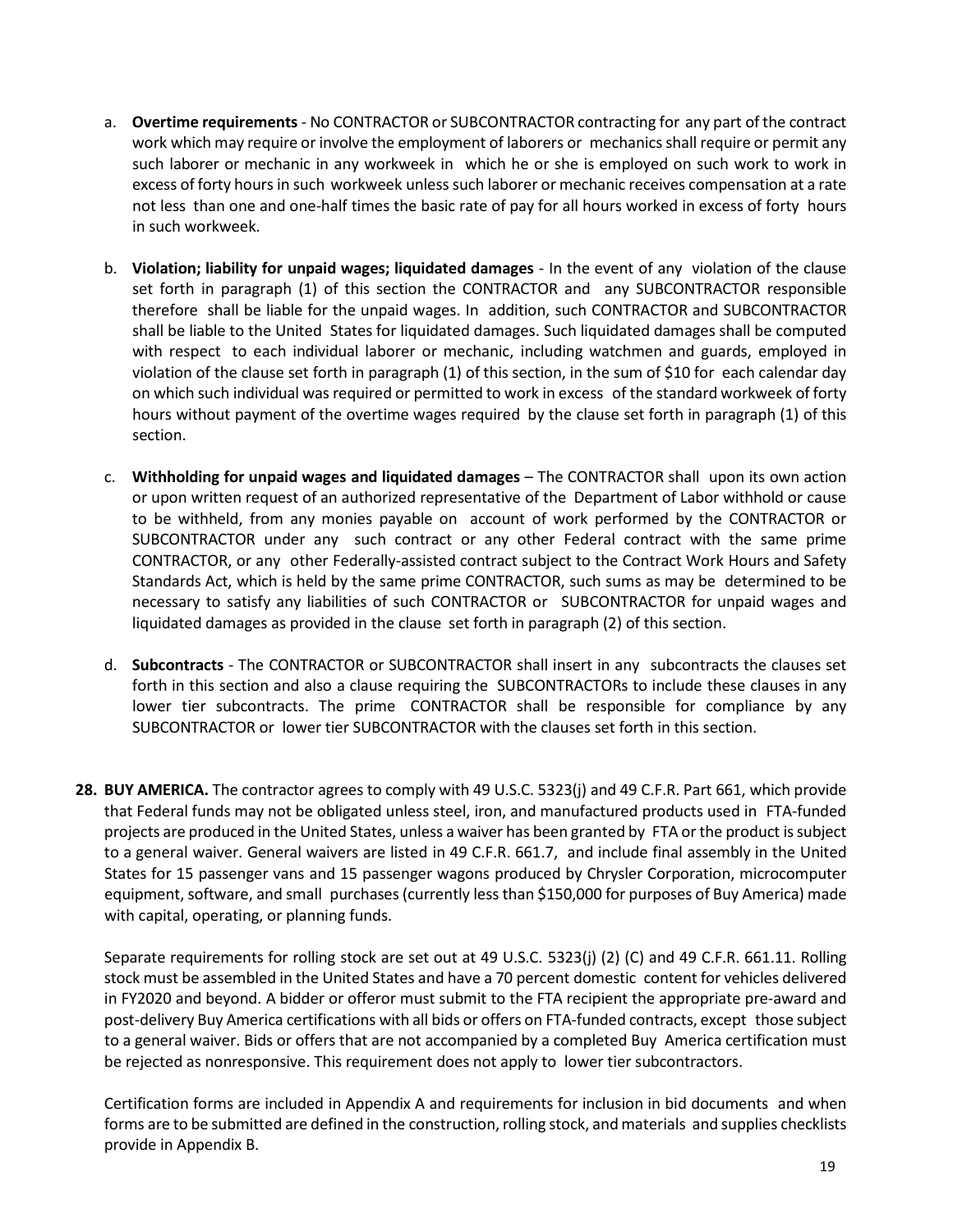a. **Overtime requirements** - No CONTRACTOR or SUBCONTRACTOR contracting for any part of the contract work which may require or involve the employment of laborers or mechanics shall require or permit any such laborer or mechanic in any workweek in which he or she is employed on such work to work in excess of forty hours in such workweek unless such laborer or mechanic receives compensation at a rate not less than one and one-half times the basic rate of pay for all hours worked in excess of forty hours in such workweek.

b. **Violation; liability for unpaid wages; liquidated damages** - In the event of any violation of the clause set forth in paragraph (1) of this section the CONTRACTOR and any SUBCONTRACTOR responsible therefore shall be liable for the unpaid wages. In addition, such CONTRACTOR and SUBCONTRACTOR shall be liable to the United States for liquidated damages. Such liquidated damages shall be computed with respect to each individual laborer or mechanic, including watchmen and guards, employed in violation of the clause set forth in paragraph (1) of this section, in the sum of $10 for each calendar day on which such individual was required or permitted to work in excess of the standard workweek of forty hours without payment of the overtime wages required by the clause set forth in paragraph (1) of this section.

c. **Withholding for unpaid wages and liquidated damages** – The CONTRACTOR shall upon its own action or upon written request of an authorized representative of the Department of Labor withhold or cause to be withheld, from any monies payable on account of work performed by the CONTRACTOR or SUBCONTRACTOR under any such contract or any other Federal contract with the same prime CONTRACTOR, or any other Federally-assisted contract subject to the Contract Work Hours and Safety Standards Act, which is held by the same prime CONTRACTOR, such sums as may be determined to be necessary to satisfy any liabilities of such CONTRACTOR or SUBCONTRACTOR for unpaid wages and liquidated damages as provided in the clause set forth in paragraph (2) of this section.

d. **Subcontracts** - The CONTRACTOR or SUBCONTRACTOR shall insert in any subcontracts the clauses set forth in this section and also a clause requiring the SUBCONTRACTORs to include these clauses in any lower tier subcontracts. The prime CONTRACTOR shall be responsible for compliance by any SUBCONTRACTOR or lower tier SUBCONTRACTOR with the clauses set forth in this section.

**28. BUY AMERICA.** The contractor agrees to comply with 49 U.S.C. 5323(j) and 49 C.F.R. Part 661, which provide that Federal funds may not be obligated unless steel, iron, and manufactured products used in FTA-funded projects are produced in the United States, unless a waiver has been granted by FTA or the product is subject to a general waiver. General waivers are listed in 49 C.F.R. 661.7, and include final assembly in the United States for 15 passenger vans and 15 passenger wagons produced by Chrysler Corporation, microcomputer equipment, software, and small purchases (currently less than $150,000 for purposes of Buy America) made with capital, operating, or planning funds.

Separate requirements for rolling stock are set out at 49 U.S.C. 5323(j) (2) (C) and 49 C.F.R. 661.11. Rolling stock must be assembled in the United States and have a 70 percent domestic content for vehicles delivered in FY2020 and beyond. A bidder or offeror must submit to the FTA recipient the appropriate pre-award and post-delivery Buy America certifications with all bids or offers on FTA-funded contracts, except those subject to a general waiver. Bids or offers that are not accompanied by a completed Buy America certification must be rejected as nonresponsive. This requirement does not apply to lower tier subcontractors.

Certification forms are included in Appendix A and requirements for inclusion in bid documents and when forms are to be submitted are defined in the construction, rolling stock, and materials and supplies checklists provide in Appendix B.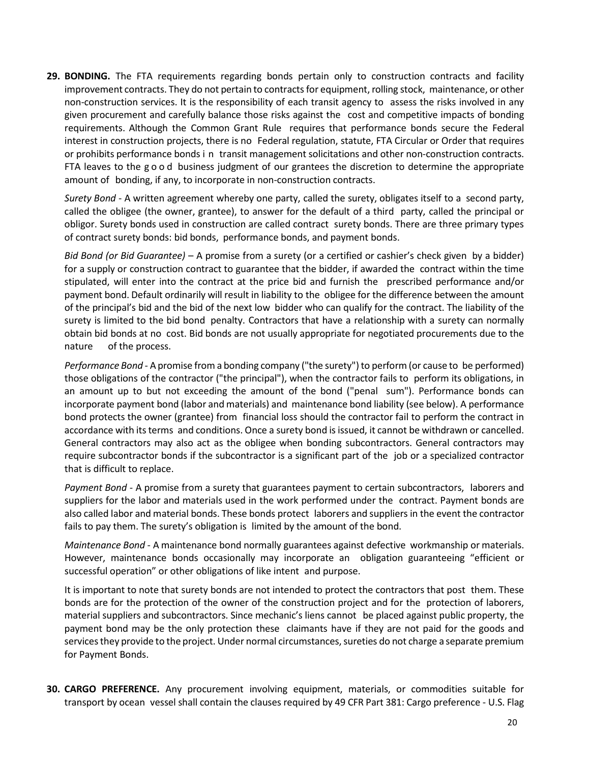**29. BONDING.** The FTA requirements regarding bonds pertain only to construction contracts and facility improvement contracts. They do not pertain to contracts for equipment, rolling stock, maintenance, or other non-construction services. It is the responsibility of each transit agency to assess the risks involved in any given procurement and carefully balance those risks against the cost and competitive impacts of bonding requirements. Although the Common Grant Rule requires that performance bonds secure the Federal interest in construction projects, there is no Federal regulation, statute, FTA Circular or Order that requires or prohibits performance bonds in transit management solicitations and other non-construction contracts. FTA leaves to the good business judgment of our grantees the discretion to determine the appropriate amount of bonding, if any, to incorporate in non-construction contracts.

*Surety Bond* - A written agreement whereby one party, called the surety, obligates itself to a second party, called the obligee (the owner, grantee), to answer for the default of a third party, called the principal or obligor. Surety bonds used in construction are called contract surety bonds. There are three primary types of contract surety bonds: bid bonds, performance bonds, and payment bonds.

*Bid Bond (or Bid Guarantee)* – A promise from a surety (or a certified or cashier's check given by a bidder) for a supply or construction contract to guarantee that the bidder, if awarded the contract within the time stipulated, will enter into the contract at the price bid and furnish the prescribed performance and/or payment bond. Default ordinarily will result in liability to the obligee for the difference between the amount of the principal's bid and the bid of the next low bidder who can qualify for the contract. The liability of the surety is limited to the bid bond penalty. Contractors that have a relationship with a surety can normally obtain bid bonds at no cost. Bid bonds are not usually appropriate for negotiated procurements due to the nature of the process.

*Performance Bond* - A promise from a bonding company ("the surety") to perform (or cause to be performed) those obligations of the contractor ("the principal"), when the contractor fails to perform its obligations, in an amount up to but not exceeding the amount of the bond ("penal sum"). Performance bonds can incorporate payment bond (labor and materials) and maintenance bond liability (see below). A performance bond protects the owner (grantee) from financial loss should the contractor fail to perform the contract in accordance with its terms and conditions. Once a surety bond is issued, it cannot be withdrawn or cancelled. General contractors may also act as the obligee when bonding subcontractors. General contractors may require subcontractor bonds if the subcontractor is a significant part of the job or a specialized contractor that is difficult to replace.

*Payment Bond* - A promise from a surety that guarantees payment to certain subcontractors, laborers and suppliers for the labor and materials used in the work performed under the contract. Payment bonds are also called labor and material bonds. These bonds protect laborers and suppliers in the event the contractor fails to pay them. The surety's obligation is limited by the amount of the bond.

*Maintenance Bond* - A maintenance bond normally guarantees against defective workmanship or materials. However, maintenance bonds occasionally may incorporate an obligation guaranteeing "efficient or successful operation" or other obligations of like intent and purpose.

It is important to note that surety bonds are not intended to protect the contractors that post them. These bonds are for the protection of the owner of the construction project and for the protection of laborers, material suppliers and subcontractors. Since mechanic's liens cannot be placed against public property, the payment bond may be the only protection these claimants have if they are not paid for the goods and services they provide to the project. Under normal circumstances, sureties do not charge a separate premium for Payment Bonds.

**30. CARGO PREFERENCE.** Any procurement involving equipment, materials, or commodities suitable for transport by ocean vessel shall contain the clauses required by 49 CFR Part 381: Cargo preference - U.S. Flag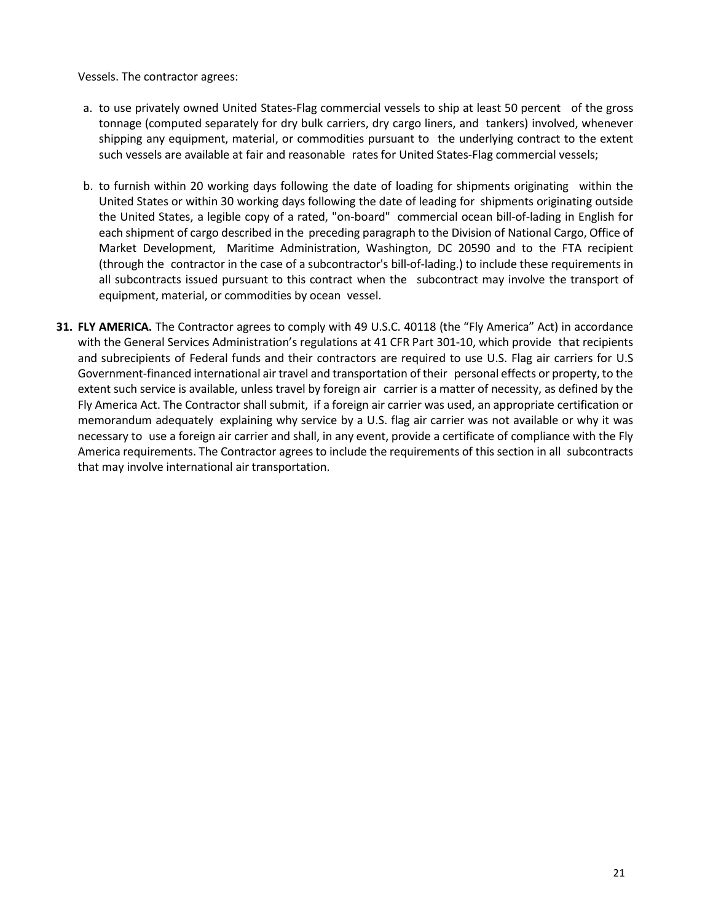Vessels. The contractor agrees:

a. to use privately owned United States-Flag commercial vessels to ship at least 50 percent of the gross tonnage (computed separately for dry bulk carriers, dry cargo liners, and tankers) involved, whenever shipping any equipment, material, or commodities pursuant to the underlying contract to the extent such vessels are available at fair and reasonable rates for United States-Flag commercial vessels;

b. to furnish within 20 working days following the date of loading for shipments originating within the United States or within 30 working days following the date of leading for shipments originating outside the United States, a legible copy of a rated, "on-board" commercial ocean bill-of-lading in English for each shipment of cargo described in the preceding paragraph to the Division of National Cargo, Office of Market Development, Maritime Administration, Washington, DC 20590 and to the FTA recipient (through the contractor in the case of a subcontractor's bill-of-lading.) to include these requirements in all subcontracts issued pursuant to this contract when the subcontract may involve the transport of equipment, material, or commodities by ocean vessel.

**31. FLY AMERICA.** The Contractor agrees to comply with 49 U.S.C. 40118 (the "Fly America" Act) in accordance with the General Services Administration's regulations at 41 CFR Part 301-10, which provide that recipients and subrecipients of Federal funds and their contractors are required to use U.S. Flag air carriers for U.S Government-financed international air travel and transportation of their personal effects or property, to the extent such service is available, unless travel by foreign air carrier is a matter of necessity, as defined by the Fly America Act. The Contractor shall submit, if a foreign air carrier was used, an appropriate certification or memorandum adequately explaining why service by a U.S. flag air carrier was not available or why it was necessary to use a foreign air carrier and shall, in any event, provide a certificate of compliance with the Fly America requirements. The Contractor agrees to include the requirements of this section in all subcontracts that may involve international air transportation.